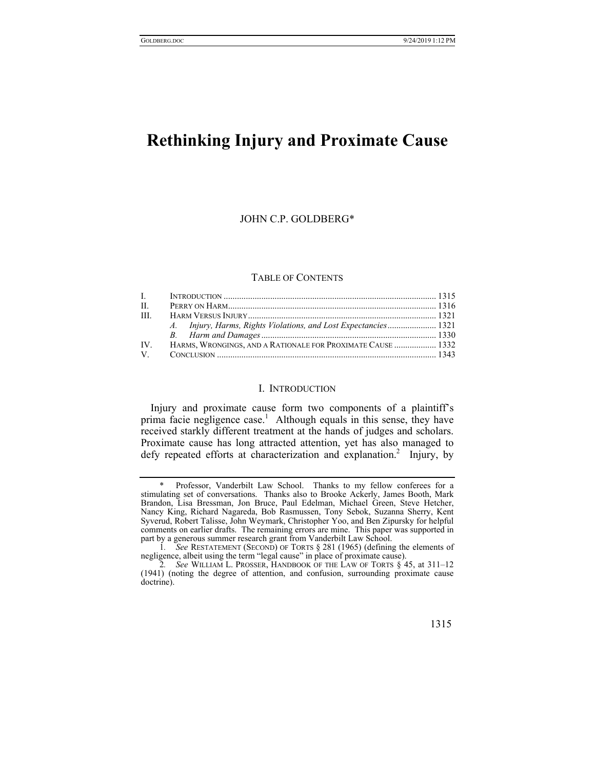# Rethinking Injury and Proximate Cause

JOHN C.P. GOLDBERG*

TABLE OF CONTENTS

| | | |
|---|---|---|
| I. | INTRODUCTION | 1315 |
| II. | PERRY ON HARM | 1316 |
| III. | HARM VERSUS INJURY | 1321 |
| | *A. Injury, Harms, Rights Violations, and Lost Expectancies* | 1321 |
| | *B. Harm and Damages* | 1330 |
| IV. | HARMS, WRONGINGS, AND A RATIONALE FOR PROXIMATE CAUSE | 1332 |
| V. | CONCLUSION | 1343 |

## I. INTRODUCTION

Injury and proximate cause form two components of a plaintiff's prima facie negligence case.[1] Although equals in this sense, they have received starkly different treatment at the hands of judges and scholars. Proximate cause has long attracted attention, yet has also managed to defy repeated efforts at characterization and explanation.[2] Injury, by

---

\* Professor, Vanderbilt Law School. Thanks to my fellow conferees for a stimulating set of conversations. Thanks also to Brooke Ackerly, James Booth, Mark Brandon, Lisa Bressman, Jon Bruce, Paul Edelman, Michael Green, Steve Hetcher, Nancy King, Richard Nagareda, Bob Rasmussen, Tony Sebok, Suzanna Sherry, Kent Syverud, Robert Talisse, John Weymark, Christopher Yoo, and Ben Zipursky for helpful comments on earlier drafts. The remaining errors are mine. This paper was supported in part by a generous summer research grant from Vanderbilt Law School.

1. *See* RESTATEMENT (SECOND) OF TORTS § 281 (1965) (defining the elements of negligence, albeit using the term "legal cause" in place of proximate cause).

2. *See* WILLIAM L. PROSSER, HANDBOOK OF THE LAW OF TORTS § 45, at 311–12 (1941) (noting the degree of attention, and confusion, surrounding proximate cause doctrine).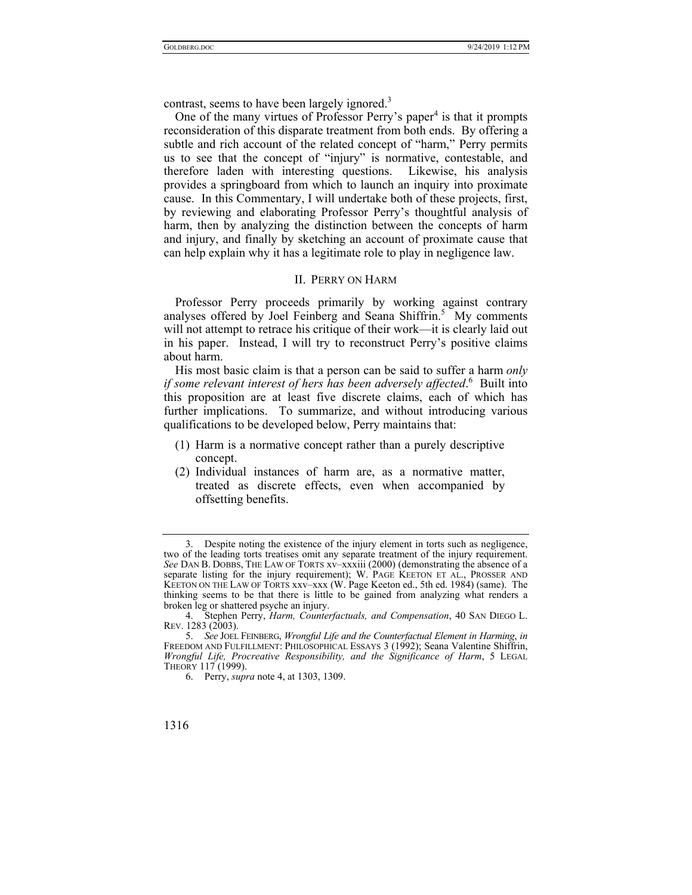contrast, seems to have been largely ignored.[3]

One of the many virtues of Professor Perry's paper[4] is that it prompts reconsideration of this disparate treatment from both ends. By offering a subtle and rich account of the related concept of "harm," Perry permits us to see that the concept of "injury" is normative, contestable, and therefore laden with interesting questions. Likewise, his analysis provides a springboard from which to launch an inquiry into proximate cause. In this Commentary, I will undertake both of these projects, first, by reviewing and elaborating Professor Perry's thoughtful analysis of harm, then by analyzing the distinction between the concepts of harm and injury, and finally by sketching an account of proximate cause that can help explain why it has a legitimate role to play in negligence law.

## II. PERRY ON HARM

Professor Perry proceeds primarily by working against contrary analyses offered by Joel Feinberg and Seana Shiffrin.[5] My comments will not attempt to retrace his critique of their work—it is clearly laid out in his paper. Instead, I will try to reconstruct Perry's positive claims about harm.

His most basic claim is that a person can be said to suffer a harm *only if some relevant interest of hers has been adversely affected*.[6] Built into this proposition are at least five discrete claims, each of which has further implications. To summarize, and without introducing various qualifications to be developed below, Perry maintains that:

(1) Harm is a normative concept rather than a purely descriptive concept.

(2) Individual instances of harm are, as a normative matter, treated as discrete effects, even when accompanied by offsetting benefits.

---

3. Despite noting the existence of the injury element in torts such as negligence, two of the leading torts treatises omit any separate treatment of the injury requirement. *See* DAN B. DOBBS, THE LAW OF TORTS xv–xxxiii (2000) (demonstrating the absence of a separate listing for the injury requirement); W. PAGE KEETON ET AL., PROSSER AND KEETON ON THE LAW OF TORTS xxv–xxx (W. Page Keeton ed., 5th ed. 1984) (same). The thinking seems to be that there is little to be gained from analyzing what renders a broken leg or shattered psyche an injury.

4. Stephen Perry, *Harm, Counterfactuals, and Compensation*, 40 SAN DIEGO L. REV. 1283 (2003).

5. *See* JOEL FEINBERG, *Wrongful Life and the Counterfactual Element in Harming*, *in* FREEDOM AND FULFILLMENT: PHILOSOPHICAL ESSAYS 3 (1992); Seana Valentine Shiffrin, *Wrongful Life, Procreative Responsibility, and the Significance of Harm*, 5 LEGAL THEORY 117 (1999).

6. Perry, *supra* note 4, at 1303, 1309.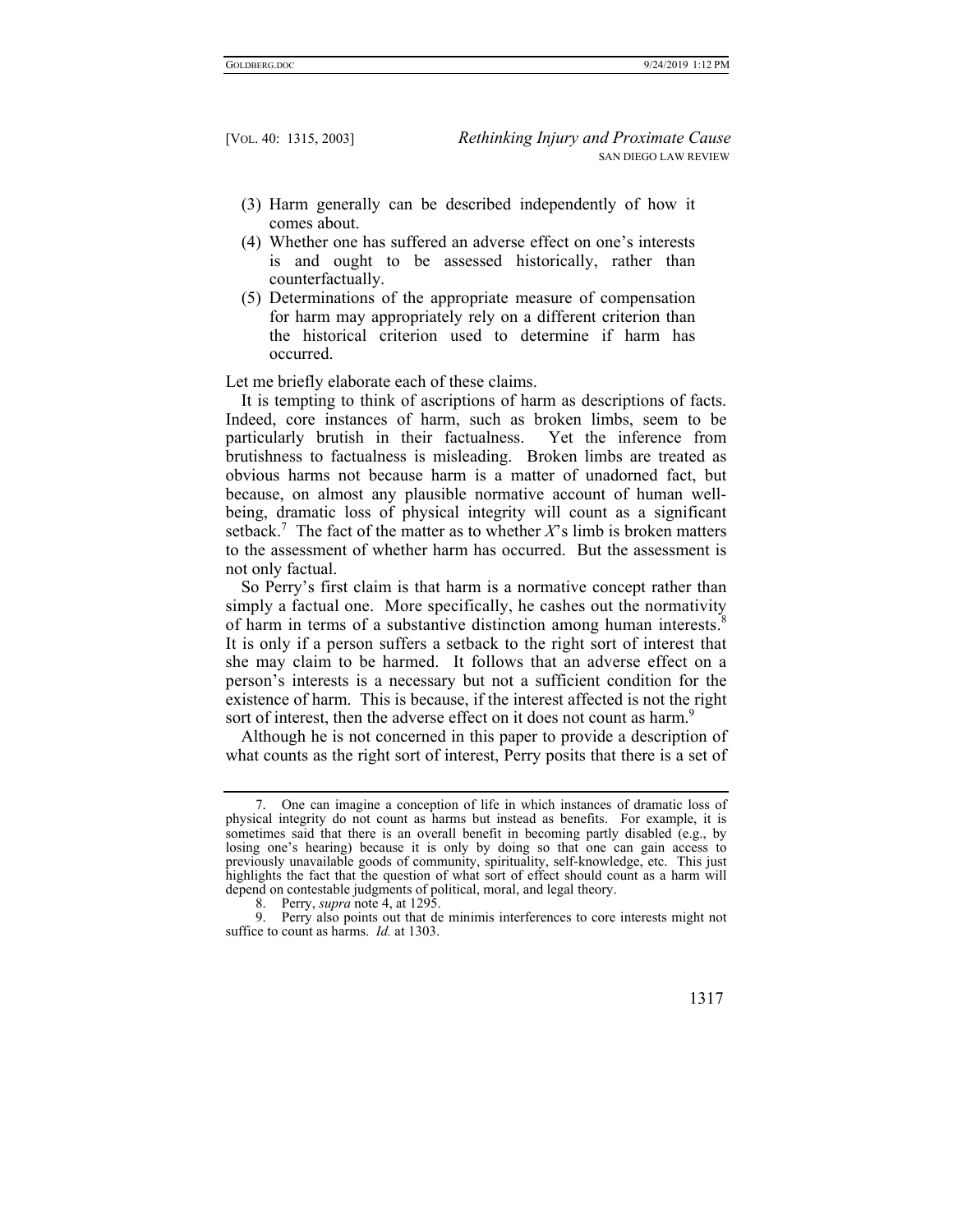(3) Harm generally can be described independently of how it comes about.

(4) Whether one has suffered an adverse effect on one's interests is and ought to be assessed historically, rather than counterfactually.

(5) Determinations of the appropriate measure of compensation for harm may appropriately rely on a different criterion than the historical criterion used to determine if harm has occurred.

Let me briefly elaborate each of these claims.

It is tempting to think of ascriptions of harm as descriptions of facts. Indeed, core instances of harm, such as broken limbs, seem to be particularly brutish in their factualness. Yet the inference from brutishness to factualness is misleading. Broken limbs are treated as obvious harms not because harm is a matter of unadorned fact, but because, on almost any plausible normative account of human well-being, dramatic loss of physical integrity will count as a significant setback.[7] The fact of the matter as to whether *X*'s limb is broken matters to the assessment of whether harm has occurred. But the assessment is not only factual.

So Perry's first claim is that harm is a normative concept rather than simply a factual one. More specifically, he cashes out the normativity of harm in terms of a substantive distinction among human interests.[8] It is only if a person suffers a setback to the right sort of interest that she may claim to be harmed. It follows that an adverse effect on a person's interests is a necessary but not a sufficient condition for the existence of harm. This is because, if the interest affected is not the right sort of interest, then the adverse effect on it does not count as harm.[9]

Although he is not concerned in this paper to provide a description of what counts as the right sort of interest, Perry posits that there is a set of

---

7. One can imagine a conception of life in which instances of dramatic loss of physical integrity do not count as harms but instead as benefits. For example, it is sometimes said that there is an overall benefit in becoming partly disabled (e.g., by losing one's hearing) because it is only by doing so that one can gain access to previously unavailable goods of community, spirituality, self-knowledge, etc. This just highlights the fact that the question of what sort of effect should count as a harm will depend on contestable judgments of political, moral, and legal theory.

8. Perry, *supra* note 4, at 1295.

9. Perry also points out that de minimis interferences to core interests might not suffice to count as harms. *Id.* at 1303.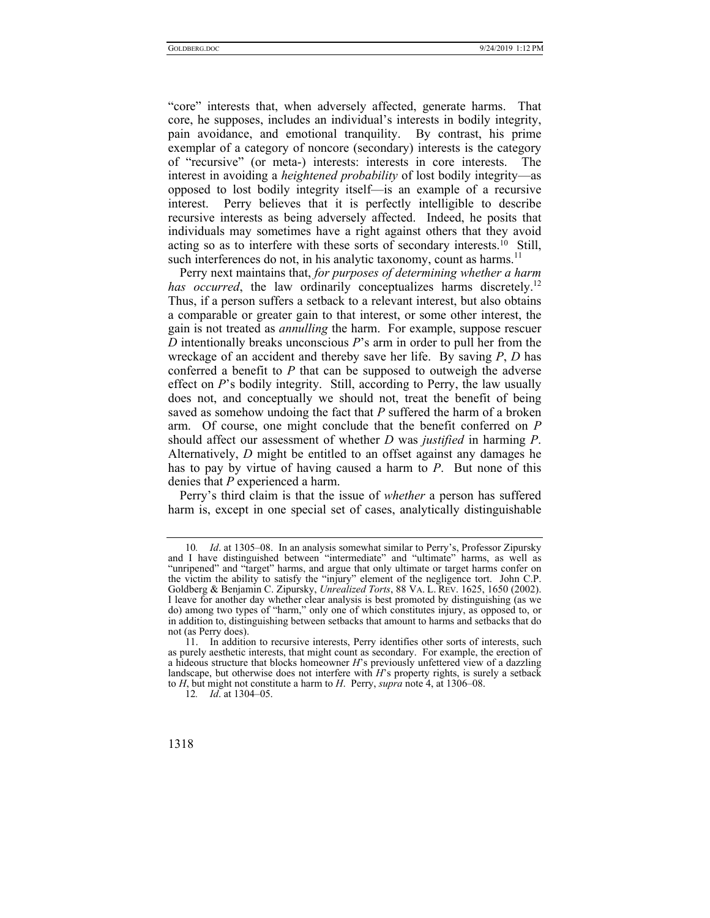"core" interests that, when adversely affected, generate harms. That core, he supposes, includes an individual's interests in bodily integrity, pain avoidance, and emotional tranquility. By contrast, his prime exemplar of a category of noncore (secondary) interests is the category of "recursive" (or meta-) interests: interests in core interests. The interest in avoiding a *heightened probability* of lost bodily integrity—as opposed to lost bodily integrity itself—is an example of a recursive interest. Perry believes that it is perfectly intelligible to describe recursive interests as being adversely affected. Indeed, he posits that individuals may sometimes have a right against others that they avoid acting so as to interfere with these sorts of secondary interests.[10] Still, such interferences do not, in his analytic taxonomy, count as harms.[11]

Perry next maintains that, *for purposes of determining whether a harm has occurred*, the law ordinarily conceptualizes harms discretely.[12] Thus, if a person suffers a setback to a relevant interest, but also obtains a comparable or greater gain to that interest, or some other interest, the gain is not treated as *annulling* the harm. For example, suppose rescuer *D* intentionally breaks unconscious *P*'s arm in order to pull her from the wreckage of an accident and thereby save her life. By saving *P*, *D* has conferred a benefit to *P* that can be supposed to outweigh the adverse effect on *P*'s bodily integrity. Still, according to Perry, the law usually does not, and conceptually we should not, treat the benefit of being saved as somehow undoing the fact that *P* suffered the harm of a broken arm. Of course, one might conclude that the benefit conferred on *P* should affect our assessment of whether *D* was *justified* in harming *P*. Alternatively, *D* might be entitled to an offset against any damages he has to pay by virtue of having caused a harm to *P*. But none of this denies that *P* experienced a harm.

Perry's third claim is that the issue of *whether* a person has suffered harm is, except in one special set of cases, analytically distinguishable

---

10. *Id*. at 1305–08. In an analysis somewhat similar to Perry's, Professor Zipursky and I have distinguished between "intermediate" and "ultimate" harms, as well as "unripened" and "target" harms, and argue that only ultimate or target harms confer on the victim the ability to satisfy the "injury" element of the negligence tort. John C.P. Goldberg & Benjamin C. Zipursky, *Unrealized Torts*, 88 VA. L. REV. 1625, 1650 (2002). I leave for another day whether clear analysis is best promoted by distinguishing (as we do) among two types of "harm," only one of which constitutes injury, as opposed to, or in addition to, distinguishing between setbacks that amount to harms and setbacks that do not (as Perry does).

11. In addition to recursive interests, Perry identifies other sorts of interests, such as purely aesthetic interests, that might count as secondary. For example, the erection of a hideous structure that blocks homeowner *H*'s previously unfettered view of a dazzling landscape, but otherwise does not interfere with *H*'s property rights, is surely a setback to *H*, but might not constitute a harm to *H*. Perry, *supra* note 4, at 1306–08.

12. *Id*. at 1304–05.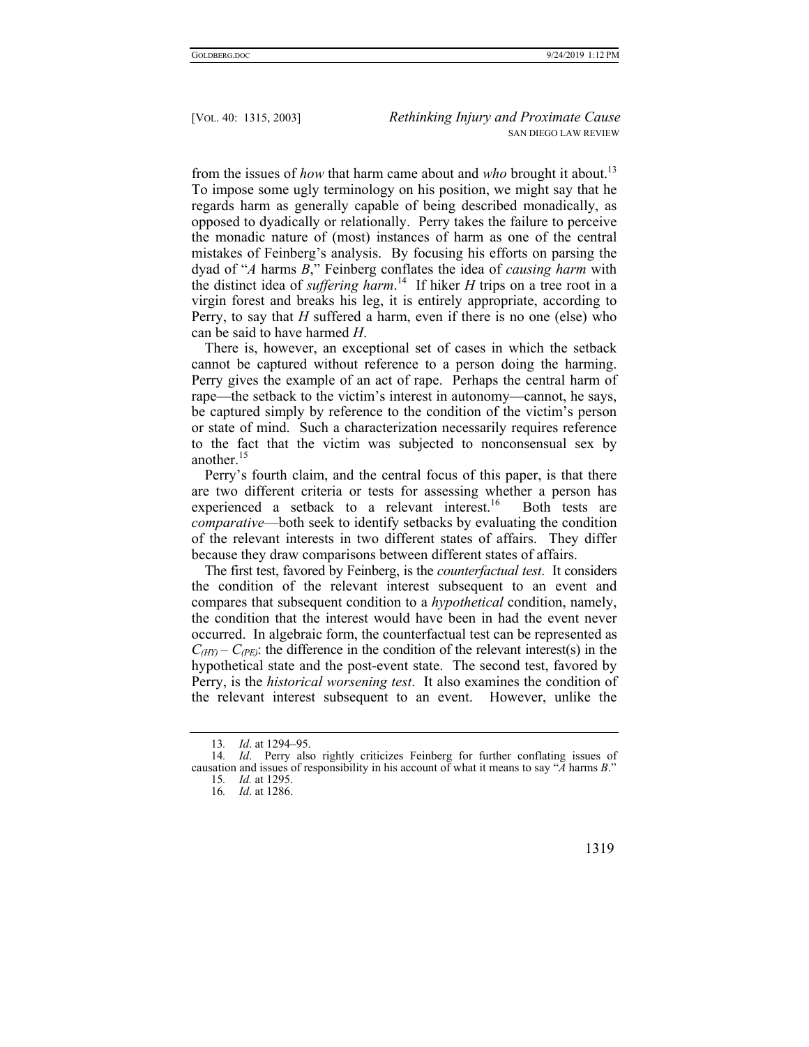from the issues of *how* that harm came about and *who* brought it about.[13] To impose some ugly terminology on his position, we might say that he regards harm as generally capable of being described monadically, as opposed to dyadically or relationally. Perry takes the failure to perceive the monadic nature of (most) instances of harm as one of the central mistakes of Feinberg's analysis. By focusing his efforts on parsing the dyad of "*A* harms *B*," Feinberg conflates the idea of *causing harm* with the distinct idea of *suffering harm*.[14] If hiker *H* trips on a tree root in a virgin forest and breaks his leg, it is entirely appropriate, according to Perry, to say that *H* suffered a harm, even if there is no one (else) who can be said to have harmed *H*.

There is, however, an exceptional set of cases in which the setback cannot be captured without reference to a person doing the harming. Perry gives the example of an act of rape. Perhaps the central harm of rape—the setback to the victim's interest in autonomy—cannot, he says, be captured simply by reference to the condition of the victim's person or state of mind. Such a characterization necessarily requires reference to the fact that the victim was subjected to nonconsensual sex by another.[15]

Perry's fourth claim, and the central focus of this paper, is that there are two different criteria or tests for assessing whether a person has experienced a setback to a relevant interest.[16] Both tests are *comparative*—both seek to identify setbacks by evaluating the condition of the relevant interests in two different states of affairs. They differ because they draw comparisons between different states of affairs.

The first test, favored by Feinberg, is the *counterfactual test*. It considers the condition of the relevant interest subsequent to an event and compares that subsequent condition to a *hypothetical* condition, namely, the condition that the interest would have been in had the event never occurred. In algebraic form, the counterfactual test can be represented as $C_{(HY)} - C_{(PE)}$: the difference in the condition of the relevant interest(s) in the hypothetical state and the post-event state. The second test, favored by Perry, is the *historical worsening test*. It also examines the condition of the relevant interest subsequent to an event. However, unlike the

---

13. *Id*. at 1294–95.

14. *Id*. Perry also rightly criticizes Feinberg for further conflating issues of causation and issues of responsibility in his account of what it means to say "*A* harms *B*."

15. *Id.* at 1295.

16. *Id*. at 1286.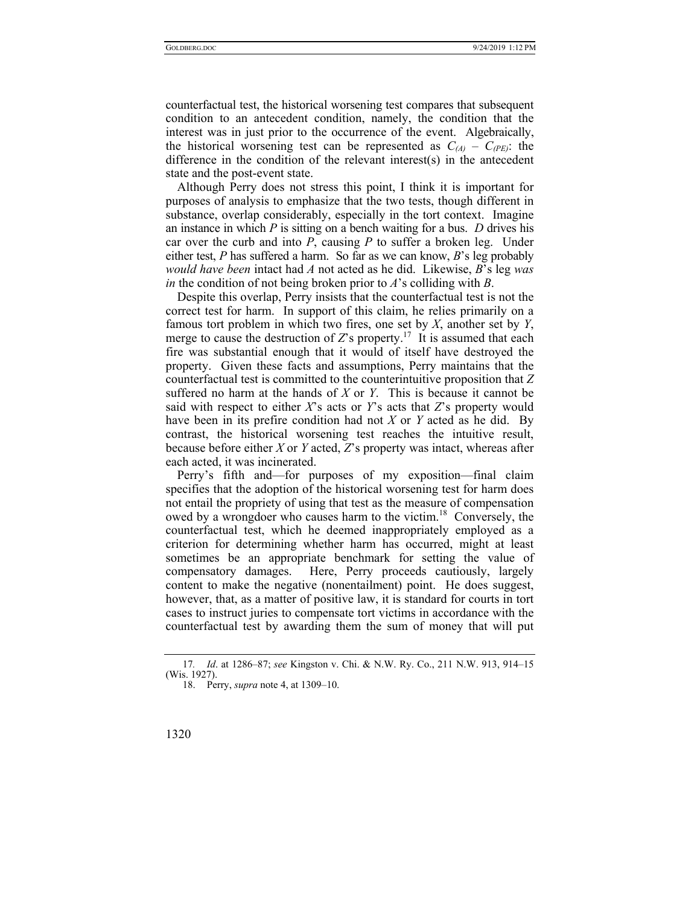counterfactual test, the historical worsening test compares that subsequent condition to an antecedent condition, namely, the condition that the interest was in just prior to the occurrence of the event. Algebraically, the historical worsening test can be represented as $C_{(A)} - C_{(PE)}$: the difference in the condition of the relevant interest(s) in the antecedent state and the post-event state.

Although Perry does not stress this point, I think it is important for purposes of analysis to emphasize that the two tests, though different in substance, overlap considerably, especially in the tort context. Imagine an instance in which *P* is sitting on a bench waiting for a bus. *D* drives his car over the curb and into *P*, causing *P* to suffer a broken leg. Under either test, *P* has suffered a harm. So far as we can know, *B*'s leg probably *would have been* intact had *A* not acted as he did. Likewise, *B*'s leg *was in* the condition of not being broken prior to *A*'s colliding with *B*.

Despite this overlap, Perry insists that the counterfactual test is not the correct test for harm. In support of this claim, he relies primarily on a famous tort problem in which two fires, one set by *X*, another set by *Y*, merge to cause the destruction of *Z*'s property.[17] It is assumed that each fire was substantial enough that it would of itself have destroyed the property. Given these facts and assumptions, Perry maintains that the counterfactual test is committed to the counterintuitive proposition that *Z* suffered no harm at the hands of *X* or *Y*. This is because it cannot be said with respect to either *X*'s acts or *Y*'s acts that *Z*'s property would have been in its prefire condition had not *X* or *Y* acted as he did. By contrast, the historical worsening test reaches the intuitive result, because before either *X* or *Y* acted, *Z*'s property was intact, whereas after each acted, it was incinerated.

Perry's fifth and—for purposes of my exposition—final claim specifies that the adoption of the historical worsening test for harm does not entail the propriety of using that test as the measure of compensation owed by a wrongdoer who causes harm to the victim.[18] Conversely, the counterfactual test, which he deemed inappropriately employed as a criterion for determining whether harm has occurred, might at least sometimes be an appropriate benchmark for setting the value of compensatory damages. Here, Perry proceeds cautiously, largely content to make the negative (nonentailment) point. He does suggest, however, that, as a matter of positive law, it is standard for courts in tort cases to instruct juries to compensate tort victims in accordance with the counterfactual test by awarding them the sum of money that will put

---

17. *Id*. at 1286–87; *see* Kingston v. Chi. & N.W. Ry. Co., 211 N.W. 913, 914–15 (Wis. 1927).

18. Perry, *supra* note 4, at 1309–10.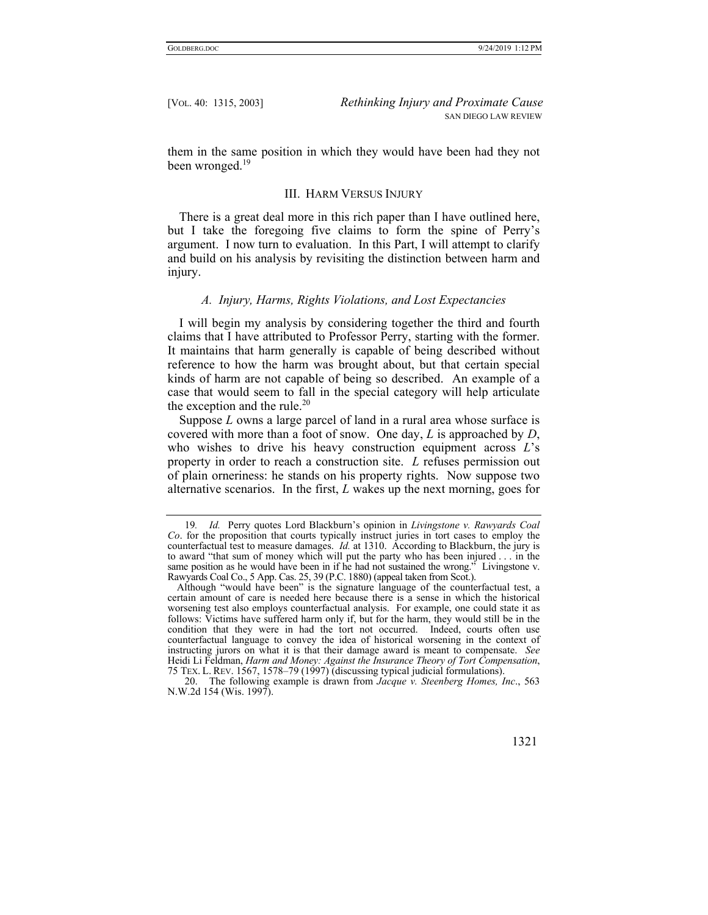them in the same position in which they would have been had they not been wronged.[19]

## III. Harm Versus Injury

There is a great deal more in this rich paper than I have outlined here, but I take the foregoing five claims to form the spine of Perry's argument. I now turn to evaluation. In this Part, I will attempt to clarify and build on his analysis by revisiting the distinction between harm and injury.

### *A. Injury, Harms, Rights Violations, and Lost Expectancies*

I will begin my analysis by considering together the third and fourth claims that I have attributed to Professor Perry, starting with the former. It maintains that harm generally is capable of being described without reference to how the harm was brought about, but that certain special kinds of harm are not capable of being so described. An example of a case that would seem to fall in the special category will help articulate the exception and the rule.[20]

Suppose *L* owns a large parcel of land in a rural area whose surface is covered with more than a foot of snow. One day, *L* is approached by *D*, who wishes to drive his heavy construction equipment across *L*'s property in order to reach a construction site. *L* refuses permission out of plain orneriness: he stands on his property rights. Now suppose two alternative scenarios. In the first, *L* wakes up the next morning, goes for

---

19. *Id.* Perry quotes Lord Blackburn's opinion in *Livingstone v. Rawyards Coal Co*. for the proposition that courts typically instruct juries in tort cases to employ the counterfactual test to measure damages. *Id.* at 1310. According to Blackburn, the jury is to award "that sum of money which will put the party who has been injured . . . in the same position as he would have been in if he had not sustained the wrong." Livingstone v. Rawyards Coal Co., 5 App. Cas. 25, 39 (P.C. 1880) (appeal taken from Scot.).

Although "would have been" is the signature language of the counterfactual test, a certain amount of care is needed here because there is a sense in which the historical worsening test also employs counterfactual analysis. For example, one could state it as follows: Victims have suffered harm only if, but for the harm, they would still be in the condition that they were in had the tort not occurred. Indeed, courts often use counterfactual language to convey the idea of historical worsening in the context of instructing jurors on what it is that their damage award is meant to compensate. *See* Heidi Li Feldman, *Harm and Money: Against the Insurance Theory of Tort Compensation*, 75 TEX. L. REV. 1567, 1578–79 (1997) (discussing typical judicial formulations).

20. The following example is drawn from *Jacque v. Steenberg Homes, Inc*., 563 N.W.2d 154 (Wis. 1997).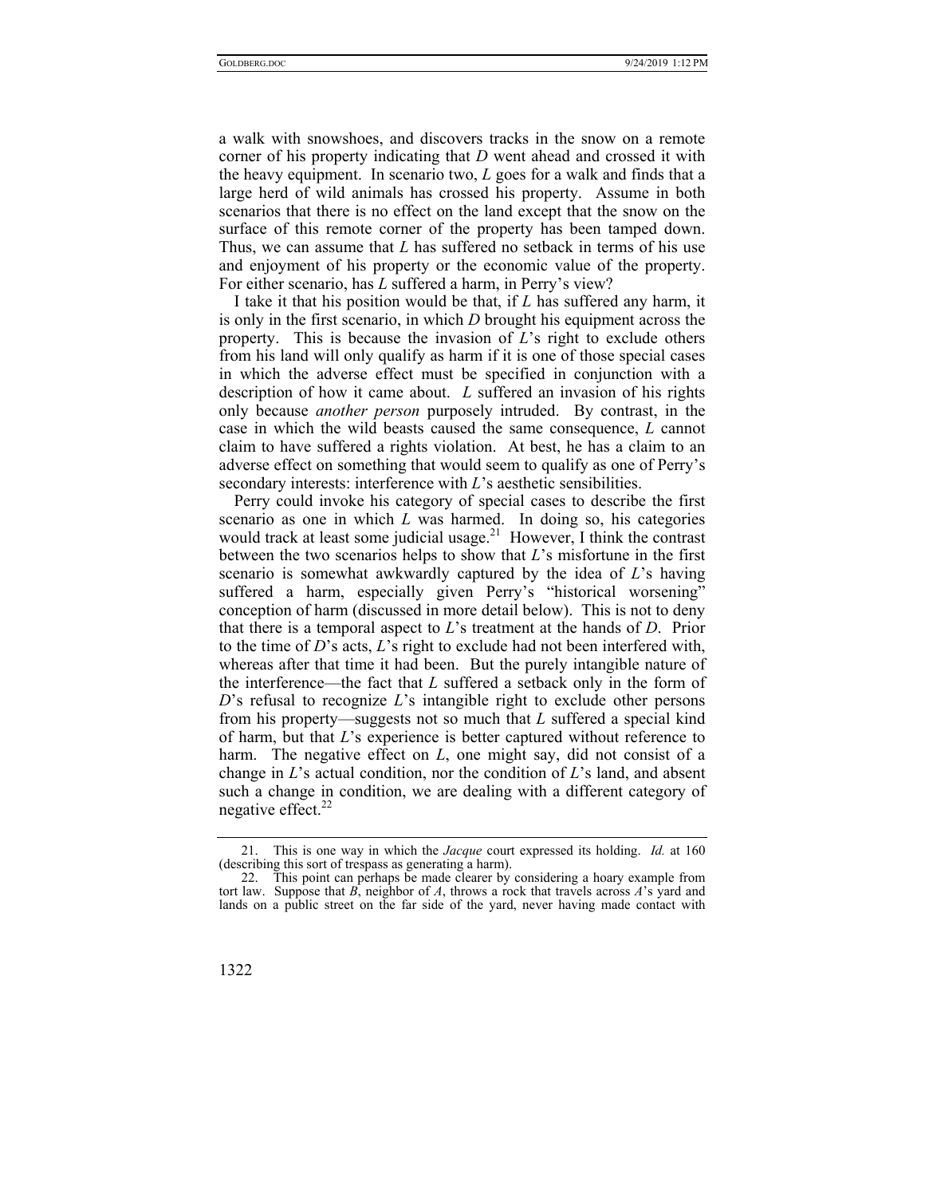a walk with snowshoes, and discovers tracks in the snow on a remote corner of his property indicating that *D* went ahead and crossed it with the heavy equipment. In scenario two, *L* goes for a walk and finds that a large herd of wild animals has crossed his property. Assume in both scenarios that there is no effect on the land except that the snow on the surface of this remote corner of the property has been tamped down. Thus, we can assume that *L* has suffered no setback in terms of his use and enjoyment of his property or the economic value of the property. For either scenario, has *L* suffered a harm, in Perry's view?

I take it that his position would be that, if *L* has suffered any harm, it is only in the first scenario, in which *D* brought his equipment across the property. This is because the invasion of *L*'s right to exclude others from his land will only qualify as harm if it is one of those special cases in which the adverse effect must be specified in conjunction with a description of how it came about. *L* suffered an invasion of his rights only because *another person* purposely intruded. By contrast, in the case in which the wild beasts caused the same consequence, *L* cannot claim to have suffered a rights violation. At best, he has a claim to an adverse effect on something that would seem to qualify as one of Perry's secondary interests: interference with *L*'s aesthetic sensibilities.

Perry could invoke his category of special cases to describe the first scenario as one in which *L* was harmed. In doing so, his categories would track at least some judicial usage.[21] However, I think the contrast between the two scenarios helps to show that *L*'s misfortune in the first scenario is somewhat awkwardly captured by the idea of *L*'s having suffered a harm, especially given Perry's "historical worsening" conception of harm (discussed in more detail below). This is not to deny that there is a temporal aspect to *L*'s treatment at the hands of *D*. Prior to the time of *D*'s acts, *L*'s right to exclude had not been interfered with, whereas after that time it had been. But the purely intangible nature of the interference—the fact that *L* suffered a setback only in the form of *D*'s refusal to recognize *L*'s intangible right to exclude other persons from his property—suggests not so much that *L* suffered a special kind of harm, but that *L*'s experience is better captured without reference to harm. The negative effect on *L*, one might say, did not consist of a change in *L*'s actual condition, nor the condition of *L*'s land, and absent such a change in condition, we are dealing with a different category of negative effect.[22]

---

21. This is one way in which the *Jacque* court expressed its holding. *Id.* at 160 (describing this sort of trespass as generating a harm).

22. This point can perhaps be made clearer by considering a hoary example from tort law. Suppose that *B*, neighbor of *A*, throws a rock that travels across *A*'s yard and lands on a public street on the far side of the yard, never having made contact with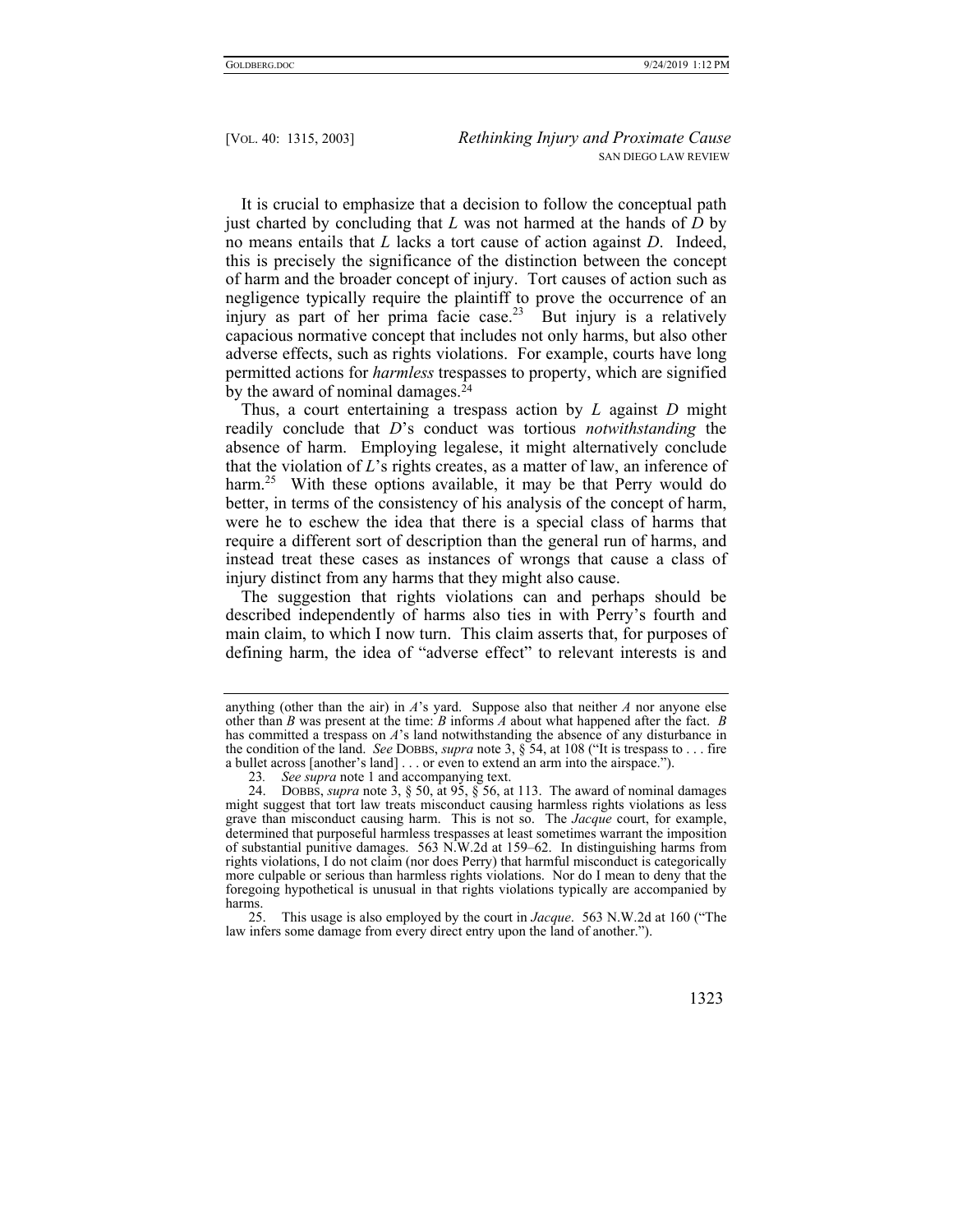It is crucial to emphasize that a decision to follow the conceptual path just charted by concluding that *L* was not harmed at the hands of *D* by no means entails that *L* lacks a tort cause of action against *D*. Indeed, this is precisely the significance of the distinction between the concept of harm and the broader concept of injury. Tort causes of action such as negligence typically require the plaintiff to prove the occurrence of an injury as part of her prima facie case.[23] But injury is a relatively capacious normative concept that includes not only harms, but also other adverse effects, such as rights violations. For example, courts have long permitted actions for *harmless* trespasses to property, which are signified by the award of nominal damages.[24]

Thus, a court entertaining a trespass action by *L* against *D* might readily conclude that *D*'s conduct was tortious *notwithstanding* the absence of harm. Employing legalese, it might alternatively conclude that the violation of *L*'s rights creates, as a matter of law, an inference of harm.[25] With these options available, it may be that Perry would do better, in terms of the consistency of his analysis of the concept of harm, were he to eschew the idea that there is a special class of harms that require a different sort of description than the general run of harms, and instead treat these cases as instances of wrongs that cause a class of injury distinct from any harms that they might also cause.

The suggestion that rights violations can and perhaps should be described independently of harms also ties in with Perry's fourth and main claim, to which I now turn. This claim asserts that, for purposes of defining harm, the idea of "adverse effect" to relevant interests is and

---

anything (other than the air) in *A*'s yard. Suppose also that neither *A* nor anyone else other than *B* was present at the time: *B* informs *A* about what happened after the fact. *B* has committed a trespass on *A*'s land notwithstanding the absence of any disturbance in the condition of the land. *See* DOBBS, *supra* note 3, § 54, at 108 ("It is trespass to . . . fire a bullet across [another's land] . . . or even to extend an arm into the airspace.").

23. *See supra* note 1 and accompanying text.

24. DOBBS, *supra* note 3, § 50, at 95, § 56, at 113. The award of nominal damages might suggest that tort law treats misconduct causing harmless rights violations as less grave than misconduct causing harm. This is not so. The *Jacque* court, for example, determined that purposeful harmless trespasses at least sometimes warrant the imposition of substantial punitive damages. 563 N.W.2d at 159–62. In distinguishing harms from rights violations, I do not claim (nor does Perry) that harmful misconduct is categorically more culpable or serious than harmless rights violations. Nor do I mean to deny that the foregoing hypothetical is unusual in that rights violations typically are accompanied by harms.

25. This usage is also employed by the court in *Jacque*. 563 N.W.2d at 160 ("The law infers some damage from every direct entry upon the land of another.").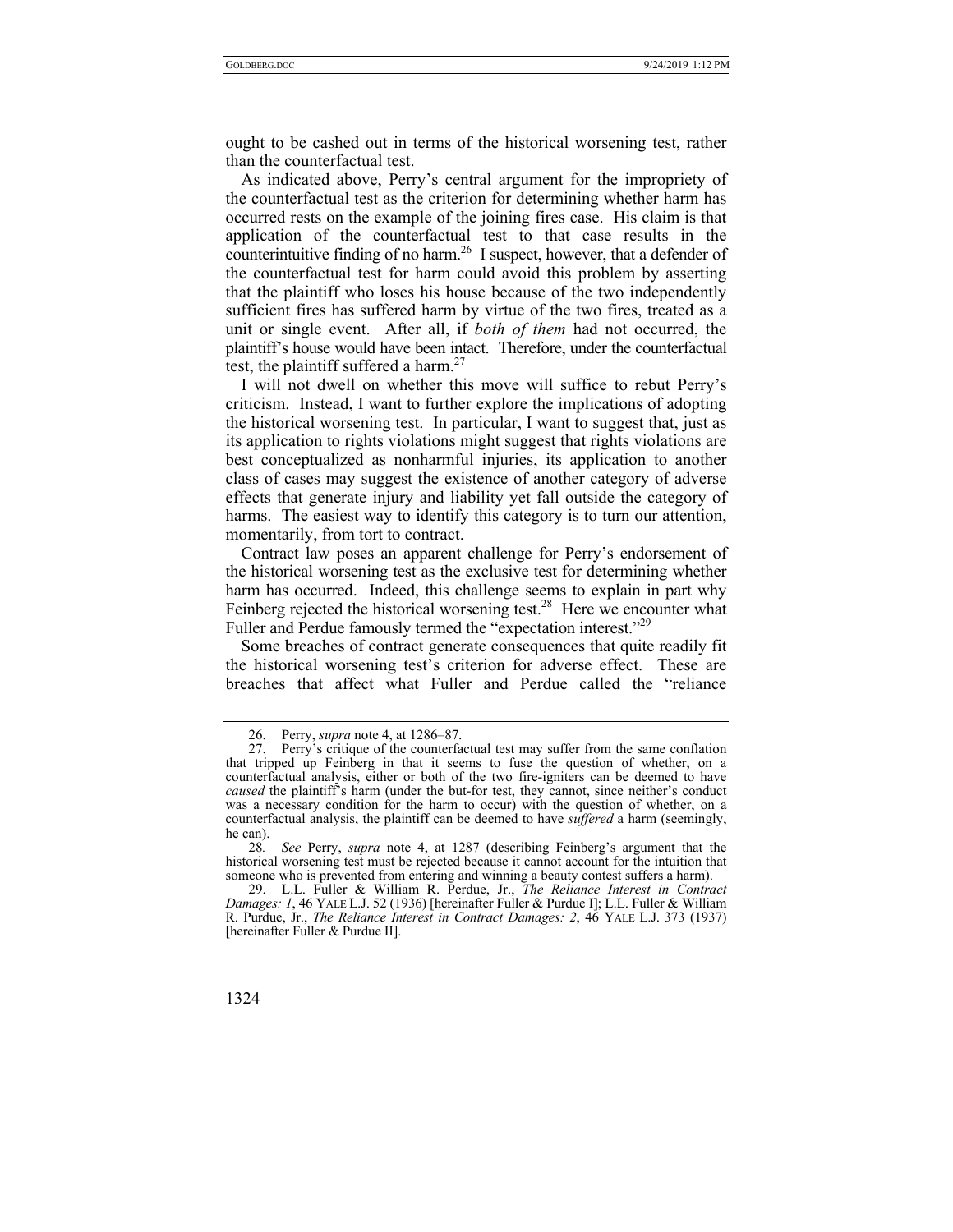ought to be cashed out in terms of the historical worsening test, rather than the counterfactual test.

As indicated above, Perry's central argument for the impropriety of the counterfactual test as the criterion for determining whether harm has occurred rests on the example of the joining fires case. His claim is that application of the counterfactual test to that case results in the counterintuitive finding of no harm.[26] I suspect, however, that a defender of the counterfactual test for harm could avoid this problem by asserting that the plaintiff who loses his house because of the two independently sufficient fires has suffered harm by virtue of the two fires, treated as a unit or single event. After all, if *both of them* had not occurred, the plaintiff's house would have been intact. Therefore, under the counterfactual test, the plaintiff suffered a harm.[27]

I will not dwell on whether this move will suffice to rebut Perry's criticism. Instead, I want to further explore the implications of adopting the historical worsening test. In particular, I want to suggest that, just as its application to rights violations might suggest that rights violations are best conceptualized as nonharmful injuries, its application to another class of cases may suggest the existence of another category of adverse effects that generate injury and liability yet fall outside the category of harms. The easiest way to identify this category is to turn our attention, momentarily, from tort to contract.

Contract law poses an apparent challenge for Perry's endorsement of the historical worsening test as the exclusive test for determining whether harm has occurred. Indeed, this challenge seems to explain in part why Feinberg rejected the historical worsening test.[28] Here we encounter what Fuller and Perdue famously termed the "expectation interest."[29]

Some breaches of contract generate consequences that quite readily fit the historical worsening test's criterion for adverse effect. These are breaches that affect what Fuller and Perdue called the "reliance

---

26. Perry, *supra* note 4, at 1286–87.

27. Perry's critique of the counterfactual test may suffer from the same conflation that tripped up Feinberg in that it seems to fuse the question of whether, on a counterfactual analysis, either or both of the two fire-igniters can be deemed to have *caused* the plaintiff's harm (under the but-for test, they cannot, since neither's conduct was a necessary condition for the harm to occur) with the question of whether, on a counterfactual analysis, the plaintiff can be deemed to have *suffered* a harm (seemingly, he can).

28. *See* Perry, *supra* note 4, at 1287 (describing Feinberg's argument that the historical worsening test must be rejected because it cannot account for the intuition that someone who is prevented from entering and winning a beauty contest suffers a harm).

29. L.L. Fuller & William R. Perdue, Jr., *The Reliance Interest in Contract Damages: 1*, 46 YALE L.J. 52 (1936) [hereinafter Fuller & Purdue I]; L.L. Fuller & William R. Purdue, Jr., *The Reliance Interest in Contract Damages: 2*, 46 YALE L.J. 373 (1937) [hereinafter Fuller & Purdue II].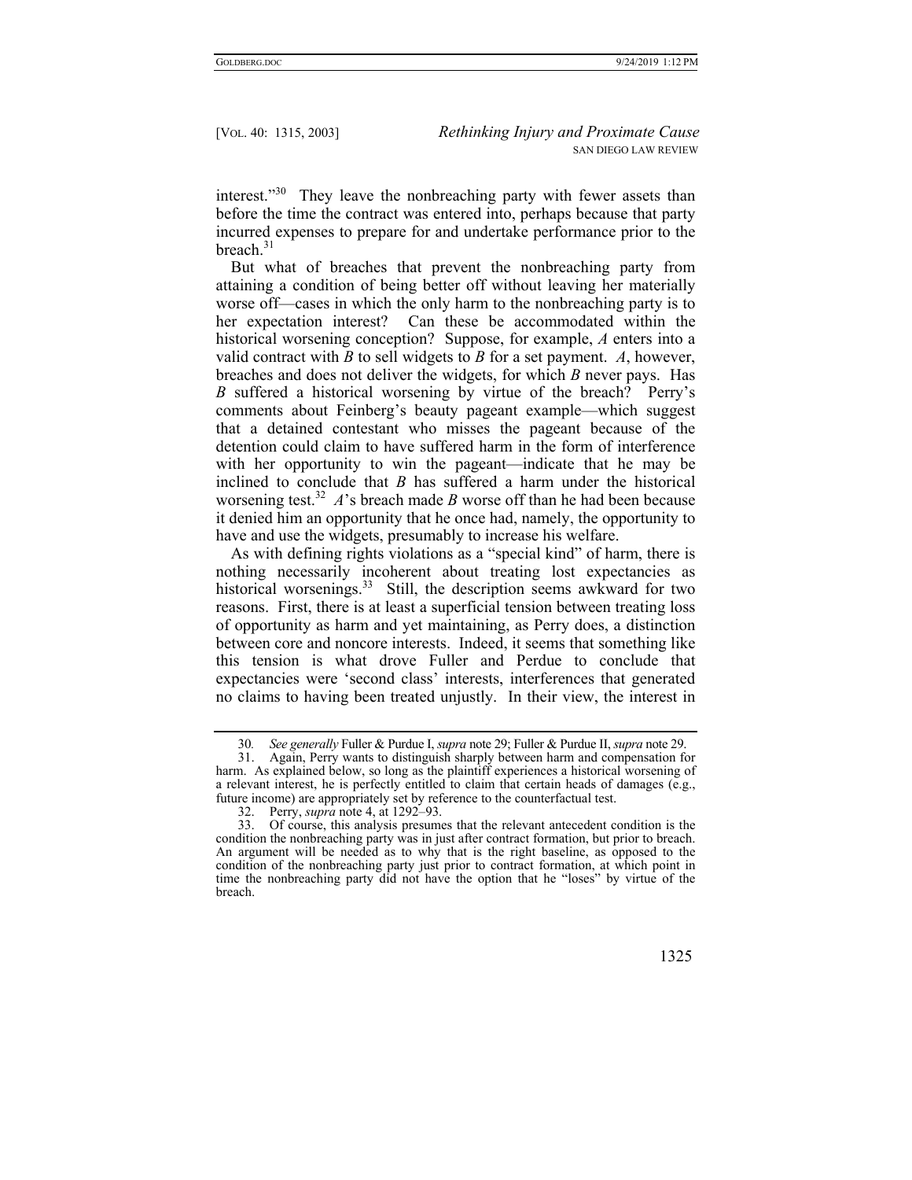interest."[30] They leave the nonbreaching party with fewer assets than before the time the contract was entered into, perhaps because that party incurred expenses to prepare for and undertake performance prior to the breach.[31]

But what of breaches that prevent the nonbreaching party from attaining a condition of being better off without leaving her materially worse off—cases in which the only harm to the nonbreaching party is to her expectation interest? Can these be accommodated within the historical worsening conception? Suppose, for example, *A* enters into a valid contract with *B* to sell widgets to *B* for a set payment. *A*, however, breaches and does not deliver the widgets, for which *B* never pays. Has *B* suffered a historical worsening by virtue of the breach? Perry's comments about Feinberg's beauty pageant example—which suggest that a detained contestant who misses the pageant because of the detention could claim to have suffered harm in the form of interference with her opportunity to win the pageant—indicate that he may be inclined to conclude that *B* has suffered a harm under the historical worsening test.[32] *A*'s breach made *B* worse off than he had been because it denied him an opportunity that he once had, namely, the opportunity to have and use the widgets, presumably to increase his welfare.

As with defining rights violations as a "special kind" of harm, there is nothing necessarily incoherent about treating lost expectancies as historical worsenings.[33] Still, the description seems awkward for two reasons. First, there is at least a superficial tension between treating loss of opportunity as harm and yet maintaining, as Perry does, a distinction between core and noncore interests. Indeed, it seems that something like this tension is what drove Fuller and Perdue to conclude that expectancies were 'second class' interests, interferences that generated no claims to having been treated unjustly. In their view, the interest in

---

30. *See generally* Fuller & Purdue I, *supra* note 29; Fuller & Purdue II, *supra* note 29.

31. Again, Perry wants to distinguish sharply between harm and compensation for harm. As explained below, so long as the plaintiff experiences a historical worsening of a relevant interest, he is perfectly entitled to claim that certain heads of damages (e.g., future income) are appropriately set by reference to the counterfactual test.

32. Perry, *supra* note 4, at 1292–93.

33. Of course, this analysis presumes that the relevant antecedent condition is the condition the nonbreaching party was in just after contract formation, but prior to breach. An argument will be needed as to why that is the right baseline, as opposed to the condition of the nonbreaching party just prior to contract formation, at which point in time the nonbreaching party did not have the option that he "loses" by virtue of the breach.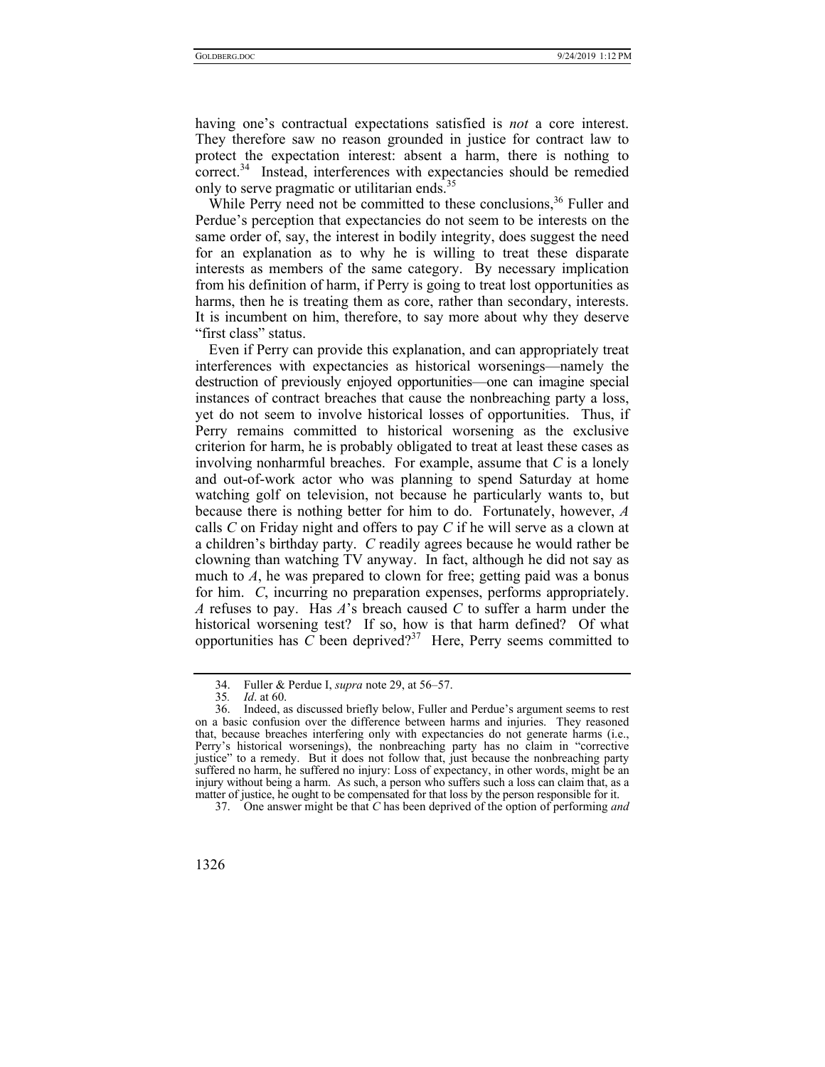having one's contractual expectations satisfied is *not* a core interest. They therefore saw no reason grounded in justice for contract law to protect the expectation interest: absent a harm, there is nothing to correct.[34] Instead, interferences with expectancies should be remedied only to serve pragmatic or utilitarian ends.[35]

While Perry need not be committed to these conclusions,[36] Fuller and Perdue's perception that expectancies do not seem to be interests on the same order of, say, the interest in bodily integrity, does suggest the need for an explanation as to why he is willing to treat these disparate interests as members of the same category. By necessary implication from his definition of harm, if Perry is going to treat lost opportunities as harms, then he is treating them as core, rather than secondary, interests. It is incumbent on him, therefore, to say more about why they deserve "first class" status.

Even if Perry can provide this explanation, and can appropriately treat interferences with expectancies as historical worsenings—namely the destruction of previously enjoyed opportunities—one can imagine special instances of contract breaches that cause the nonbreaching party a loss, yet do not seem to involve historical losses of opportunities. Thus, if Perry remains committed to historical worsening as the exclusive criterion for harm, he is probably obligated to treat at least these cases as involving nonharmful breaches. For example, assume that *C* is a lonely and out-of-work actor who was planning to spend Saturday at home watching golf on television, not because he particularly wants to, but because there is nothing better for him to do. Fortunately, however, *A* calls *C* on Friday night and offers to pay *C* if he will serve as a clown at a children's birthday party. *C* readily agrees because he would rather be clowning than watching TV anyway. In fact, although he did not say as much to *A*, he was prepared to clown for free; getting paid was a bonus for him. *C*, incurring no preparation expenses, performs appropriately. *A* refuses to pay. Has *A*'s breach caused *C* to suffer a harm under the historical worsening test? If so, how is that harm defined? Of what opportunities has *C* been deprived?[37] Here, Perry seems committed to

---

34. Fuller & Perdue I, *supra* note 29, at 56–57.

35. *Id*. at 60.

36. Indeed, as discussed briefly below, Fuller and Perdue's argument seems to rest on a basic confusion over the difference between harms and injuries. They reasoned that, because breaches interfering only with expectancies do not generate harms (i.e., Perry's historical worsenings), the nonbreaching party has no claim in "corrective justice" to a remedy. But it does not follow that, just because the nonbreaching party suffered no harm, he suffered no injury: Loss of expectancy, in other words, might be an injury without being a harm. As such, a person who suffers such a loss can claim that, as a matter of justice, he ought to be compensated for that loss by the person responsible for it.

37. One answer might be that *C* has been deprived of the option of performing *and*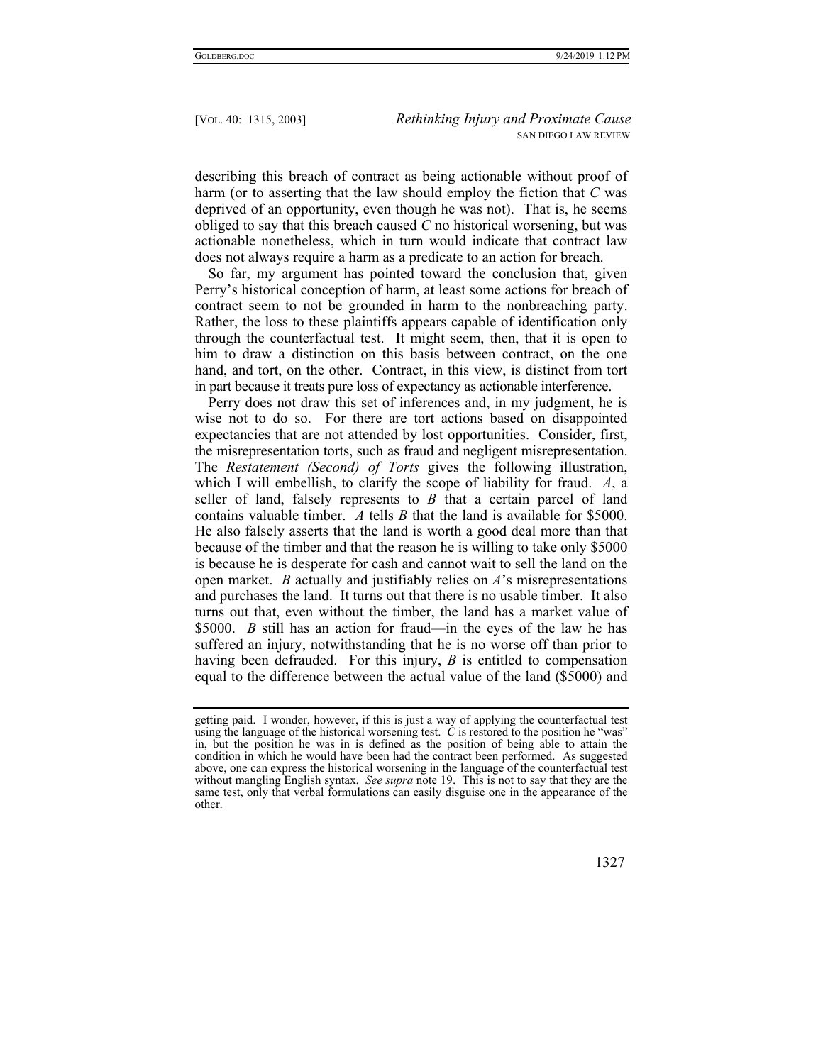describing this breach of contract as being actionable without proof of harm (or to asserting that the law should employ the fiction that *C* was deprived of an opportunity, even though he was not). That is, he seems obliged to say that this breach caused *C* no historical worsening, but was actionable nonetheless, which in turn would indicate that contract law does not always require a harm as a predicate to an action for breach.

So far, my argument has pointed toward the conclusion that, given Perry's historical conception of harm, at least some actions for breach of contract seem to not be grounded in harm to the nonbreaching party. Rather, the loss to these plaintiffs appears capable of identification only through the counterfactual test. It might seem, then, that it is open to him to draw a distinction on this basis between contract, on the one hand, and tort, on the other. Contract, in this view, is distinct from tort in part because it treats pure loss of expectancy as actionable interference.

Perry does not draw this set of inferences and, in my judgment, he is wise not to do so. For there are tort actions based on disappointed expectancies that are not attended by lost opportunities. Consider, first, the misrepresentation torts, such as fraud and negligent misrepresentation. The *Restatement (Second) of Torts* gives the following illustration, which I will embellish, to clarify the scope of liability for fraud. *A*, a seller of land, falsely represents to *B* that a certain parcel of land contains valuable timber. *A* tells *B* that the land is available for $5000. He also falsely asserts that the land is worth a good deal more than that because of the timber and that the reason he is willing to take only $5000 is because he is desperate for cash and cannot wait to sell the land on the open market. *B* actually and justifiably relies on *A*'s misrepresentations and purchases the land. It turns out that there is no usable timber. It also turns out that, even without the timber, the land has a market value of $5000. *B* still has an action for fraud—in the eyes of the law he has suffered an injury, notwithstanding that he is no worse off than prior to having been defrauded. For this injury, *B* is entitled to compensation equal to the difference between the actual value of the land ($5000) and

---

getting paid. I wonder, however, if this is just a way of applying the counterfactual test using the language of the historical worsening test. *C* is restored to the position he "was" in, but the position he was in is defined as the position of being able to attain the condition in which he would have been had the contract been performed. As suggested above, one can express the historical worsening in the language of the counterfactual test without mangling English syntax. *See supra* note 19. This is not to say that they are the same test, only that verbal formulations can easily disguise one in the appearance of the other.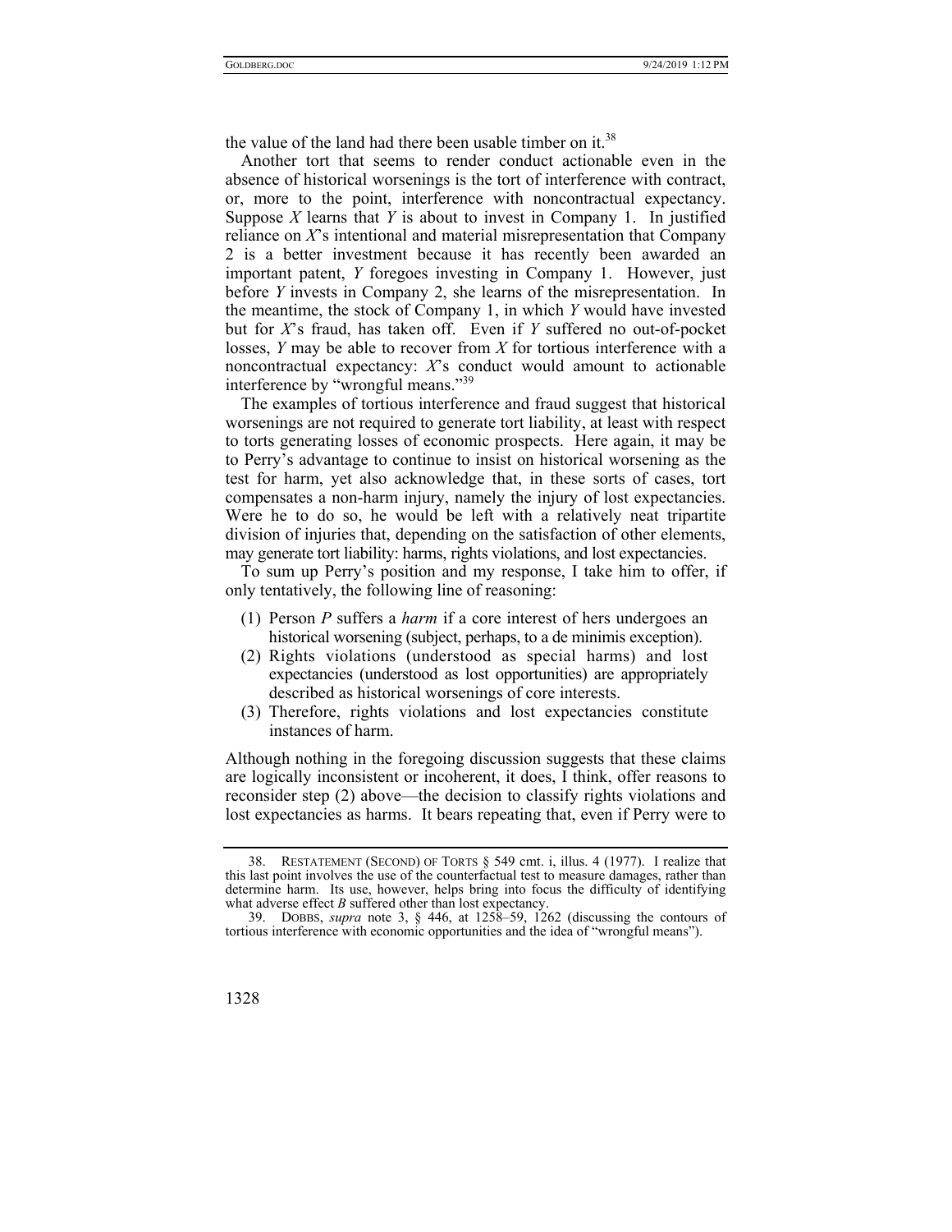the value of the land had there been usable timber on it.[38]

Another tort that seems to render conduct actionable even in the absence of historical worsenings is the tort of interference with contract, or, more to the point, interference with noncontractual expectancy. Suppose *X* learns that *Y* is about to invest in Company 1. In justified reliance on *X*'s intentional and material misrepresentation that Company 2 is a better investment because it has recently been awarded an important patent, *Y* foregoes investing in Company 1. However, just before *Y* invests in Company 2, she learns of the misrepresentation. In the meantime, the stock of Company 1, in which *Y* would have invested but for *X*'s fraud, has taken off. Even if *Y* suffered no out-of-pocket losses, *Y* may be able to recover from *X* for tortious interference with a noncontractual expectancy: *X*'s conduct would amount to actionable interference by "wrongful means."[39]

The examples of tortious interference and fraud suggest that historical worsenings are not required to generate tort liability, at least with respect to torts generating losses of economic prospects. Here again, it may be to Perry's advantage to continue to insist on historical worsening as the test for harm, yet also acknowledge that, in these sorts of cases, tort compensates a non-harm injury, namely the injury of lost expectancies. Were he to do so, he would be left with a relatively neat tripartite division of injuries that, depending on the satisfaction of other elements, may generate tort liability: harms, rights violations, and lost expectancies.

To sum up Perry's position and my response, I take him to offer, if only tentatively, the following line of reasoning:

(1) Person *P* suffers a *harm* if a core interest of hers undergoes an historical worsening (subject, perhaps, to a de minimis exception).
(2) Rights violations (understood as special harms) and lost expectancies (understood as lost opportunities) are appropriately described as historical worsenings of core interests.
(3) Therefore, rights violations and lost expectancies constitute instances of harm.

Although nothing in the foregoing discussion suggests that these claims are logically inconsistent or incoherent, it does, I think, offer reasons to reconsider step (2) above—the decision to classify rights violations and lost expectancies as harms. It bears repeating that, even if Perry were to

---

38. RESTATEMENT (SECOND) OF TORTS § 549 cmt. i, illus. 4 (1977). I realize that this last point involves the use of the counterfactual test to measure damages, rather than determine harm. Its use, however, helps bring into focus the difficulty of identifying what adverse effect *B* suffered other than lost expectancy.

39. DOBBS, *supra* note 3, § 446, at 1258–59, 1262 (discussing the contours of tortious interference with economic opportunities and the idea of "wrongful means").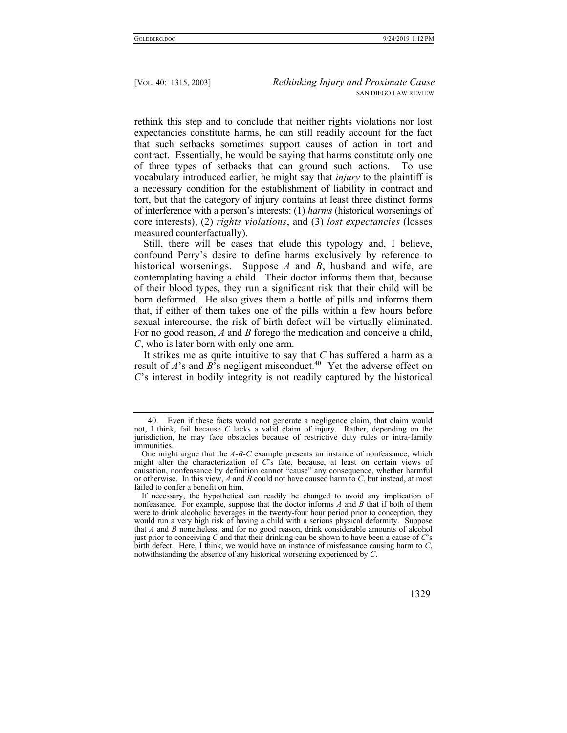rethink this step and to conclude that neither rights violations nor lost expectancies constitute harms, he can still readily account for the fact that such setbacks sometimes support causes of action in tort and contract. Essentially, he would be saying that harms constitute only one of three types of setbacks that can ground such actions. To use vocabulary introduced earlier, he might say that *injury* to the plaintiff is a necessary condition for the establishment of liability in contract and tort, but that the category of injury contains at least three distinct forms of interference with a person's interests: (1) *harms* (historical worsenings of core interests), (2) *rights violations*, and (3) *lost expectancies* (losses measured counterfactually).

Still, there will be cases that elude this typology and, I believe, confound Perry's desire to define harms exclusively by reference to historical worsenings. Suppose *A* and *B*, husband and wife, are contemplating having a child. Their doctor informs them that, because of their blood types, they run a significant risk that their child will be born deformed. He also gives them a bottle of pills and informs them that, if either of them takes one of the pills within a few hours before sexual intercourse, the risk of birth defect will be virtually eliminated. For no good reason, *A* and *B* forego the medication and conceive a child, *C*, who is later born with only one arm.

It strikes me as quite intuitive to say that *C* has suffered a harm as a result of *A*'s and *B*'s negligent misconduct.[40] Yet the adverse effect on *C*'s interest in bodily integrity is not readily captured by the historical

---

40. Even if these facts would not generate a negligence claim, that claim would not, I think, fail because *C* lacks a valid claim of injury. Rather, depending on the jurisdiction, he may face obstacles because of restrictive duty rules or intra-family immunities.

One might argue that the *A-B-C* example presents an instance of nonfeasance, which might alter the characterization of *C*'s fate, because, at least on certain views of causation, nonfeasance by definition cannot "cause" any consequence, whether harmful or otherwise. In this view, *A* and *B* could not have caused harm to *C*, but instead, at most failed to confer a benefit on him.

If necessary, the hypothetical can readily be changed to avoid any implication of nonfeasance. For example, suppose that the doctor informs *A* and *B* that if both of them were to drink alcoholic beverages in the twenty-four hour period prior to conception, they would run a very high risk of having a child with a serious physical deformity. Suppose that *A* and *B* nonetheless, and for no good reason, drink considerable amounts of alcohol just prior to conceiving *C* and that their drinking can be shown to have been a cause of *C*'s birth defect. Here, I think, we would have an instance of misfeasance causing harm to *C*, notwithstanding the absence of any historical worsening experienced by *C*.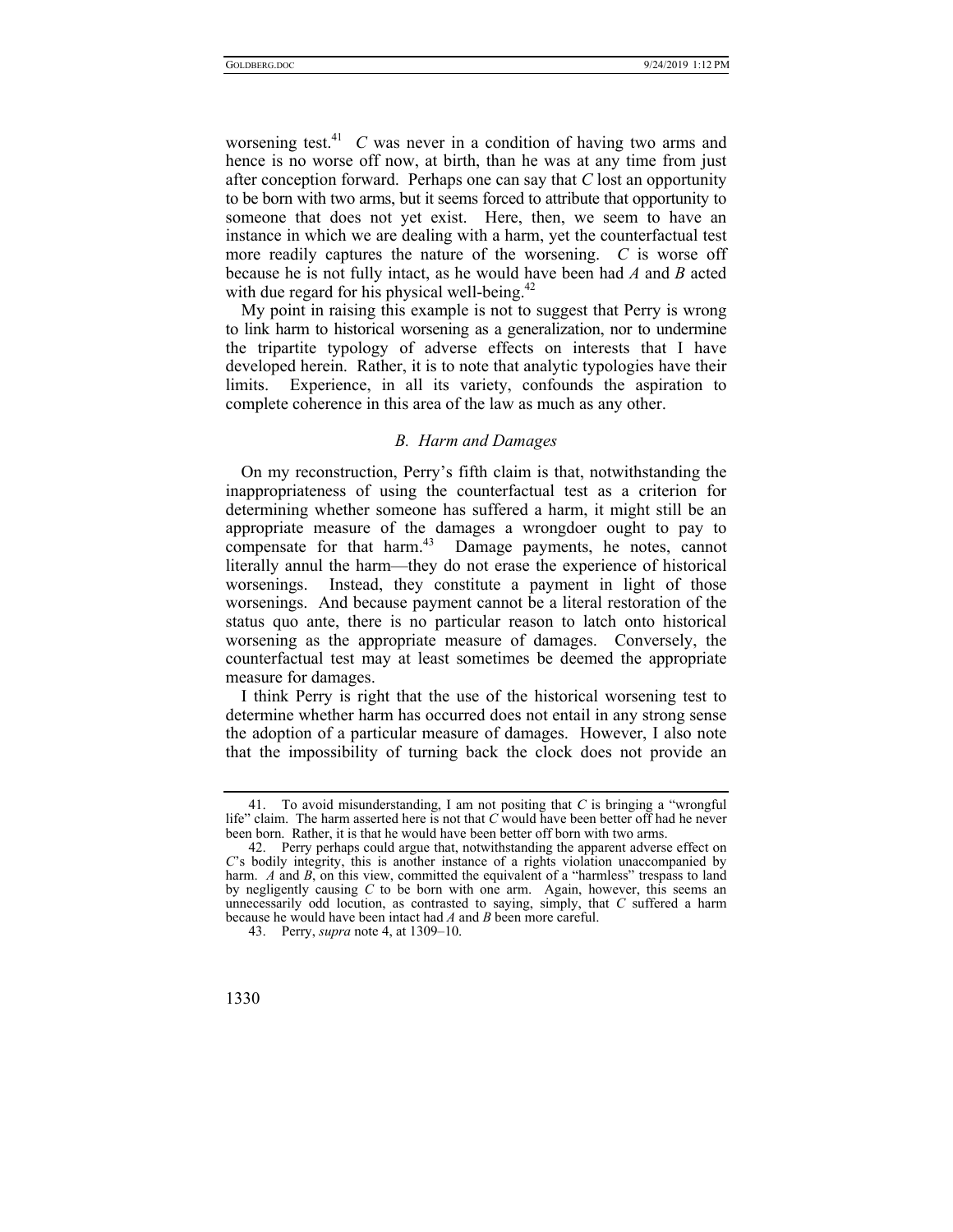worsening test.[41] *C* was never in a condition of having two arms and hence is no worse off now, at birth, than he was at any time from just after conception forward. Perhaps one can say that *C* lost an opportunity to be born with two arms, but it seems forced to attribute that opportunity to someone that does not yet exist. Here, then, we seem to have an instance in which we are dealing with a harm, yet the counterfactual test more readily captures the nature of the worsening. *C* is worse off because he is not fully intact, as he would have been had *A* and *B* acted with due regard for his physical well-being.[42]

My point in raising this example is not to suggest that Perry is wrong to link harm to historical worsening as a generalization, nor to undermine the tripartite typology of adverse effects on interests that I have developed herein. Rather, it is to note that analytic typologies have their limits. Experience, in all its variety, confounds the aspiration to complete coherence in this area of the law as much as any other.

### *B. Harm and Damages*

On my reconstruction, Perry's fifth claim is that, notwithstanding the inappropriateness of using the counterfactual test as a criterion for determining whether someone has suffered a harm, it might still be an appropriate measure of the damages a wrongdoer ought to pay to compensate for that harm.[43] Damage payments, he notes, cannot literally annul the harm—they do not erase the experience of historical worsenings. Instead, they constitute a payment in light of those worsenings. And because payment cannot be a literal restoration of the status quo ante, there is no particular reason to latch onto historical worsening as the appropriate measure of damages. Conversely, the counterfactual test may at least sometimes be deemed the appropriate measure for damages.

I think Perry is right that the use of the historical worsening test to determine whether harm has occurred does not entail in any strong sense the adoption of a particular measure of damages. However, I also note that the impossibility of turning back the clock does not provide an

---

41. To avoid misunderstanding, I am not positing that *C* is bringing a "wrongful life" claim. The harm asserted here is not that *C* would have been better off had he never been born. Rather, it is that he would have been better off born with two arms.

42. Perry perhaps could argue that, notwithstanding the apparent adverse effect on *C*'s bodily integrity, this is another instance of a rights violation unaccompanied by harm. *A* and *B*, on this view, committed the equivalent of a "harmless" trespass to land by negligently causing *C* to be born with one arm. Again, however, this seems an unnecessarily odd locution, as contrasted to saying, simply, that *C* suffered a harm because he would have been intact had *A* and *B* been more careful.

43. Perry, *supra* note 4, at 1309–10.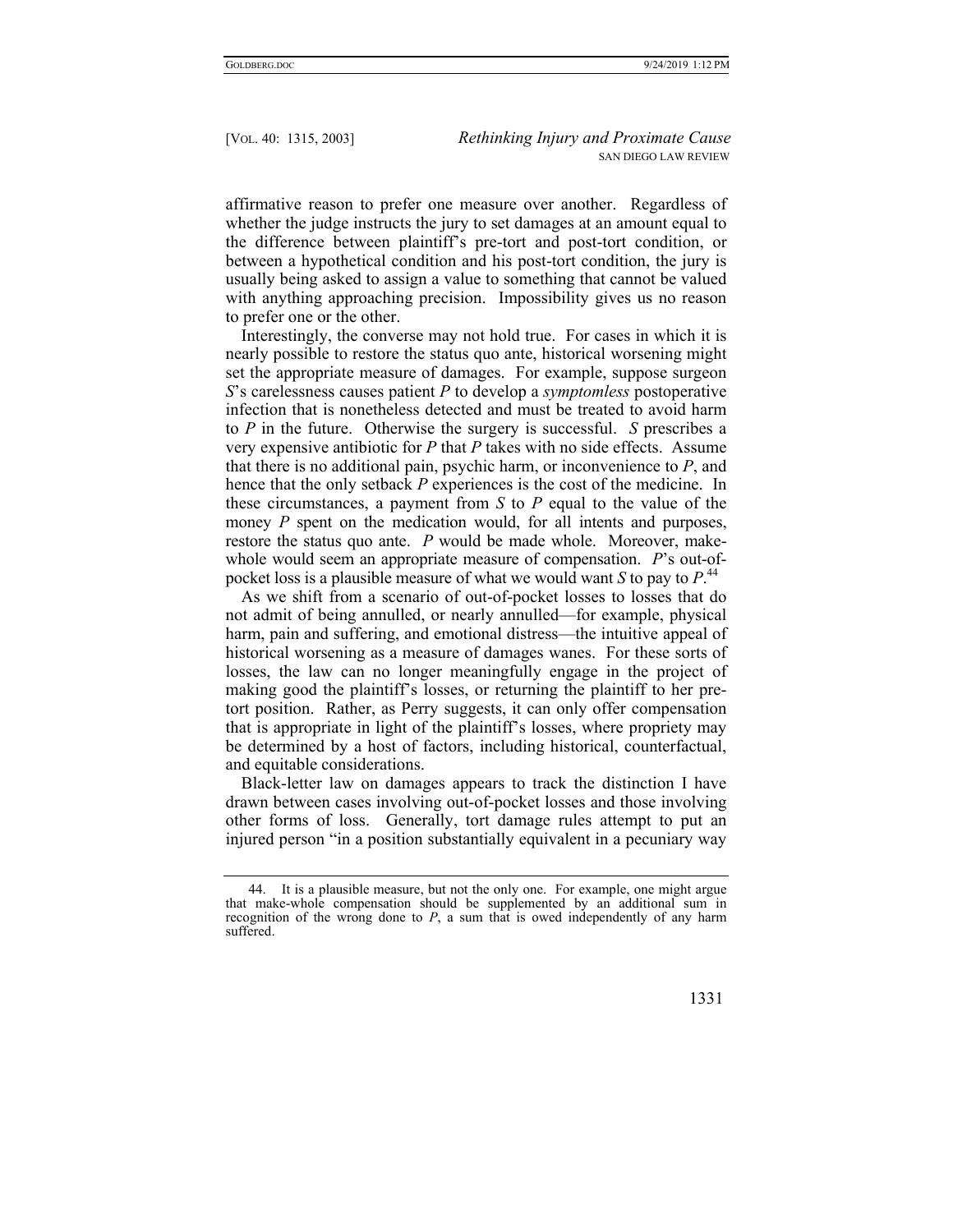affirmative reason to prefer one measure over another. Regardless of whether the judge instructs the jury to set damages at an amount equal to the difference between plaintiff's pre-tort and post-tort condition, or between a hypothetical condition and his post-tort condition, the jury is usually being asked to assign a value to something that cannot be valued with anything approaching precision. Impossibility gives us no reason to prefer one or the other.

Interestingly, the converse may not hold true. For cases in which it is nearly possible to restore the status quo ante, historical worsening might set the appropriate measure of damages. For example, suppose surgeon *S*'s carelessness causes patient *P* to develop a *symptomless* postoperative infection that is nonetheless detected and must be treated to avoid harm to *P* in the future. Otherwise the surgery is successful. *S* prescribes a very expensive antibiotic for *P* that *P* takes with no side effects. Assume that there is no additional pain, psychic harm, or inconvenience to *P*, and hence that the only setback *P* experiences is the cost of the medicine. In these circumstances, a payment from *S* to *P* equal to the value of the money *P* spent on the medication would, for all intents and purposes, restore the status quo ante. *P* would be made whole. Moreover, make-whole would seem an appropriate measure of compensation. *P*'s out-of-pocket loss is a plausible measure of what we would want *S* to pay to *P*.[44]

As we shift from a scenario of out-of-pocket losses to losses that do not admit of being annulled, or nearly annulled—for example, physical harm, pain and suffering, and emotional distress—the intuitive appeal of historical worsening as a measure of damages wanes. For these sorts of losses, the law can no longer meaningfully engage in the project of making good the plaintiff's losses, or returning the plaintiff to her pre-tort position. Rather, as Perry suggests, it can only offer compensation that is appropriate in light of the plaintiff's losses, where propriety may be determined by a host of factors, including historical, counterfactual, and equitable considerations.

Black-letter law on damages appears to track the distinction I have drawn between cases involving out-of-pocket losses and those involving other forms of loss. Generally, tort damage rules attempt to put an injured person "in a position substantially equivalent in a pecuniary way

---

44. It is a plausible measure, but not the only one. For example, one might argue that make-whole compensation should be supplemented by an additional sum in recognition of the wrong done to *P*, a sum that is owed independently of any harm suffered.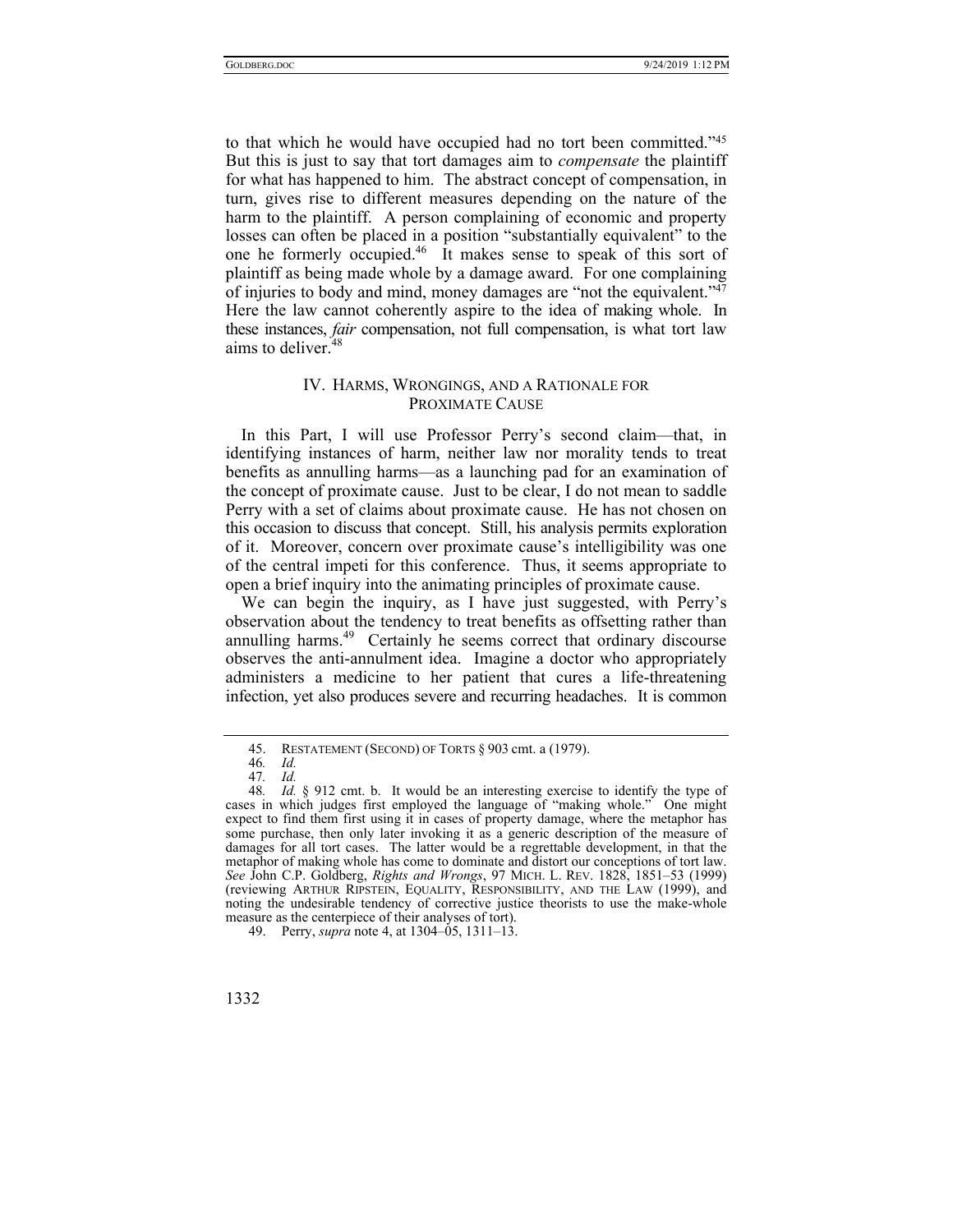to that which he would have occupied had no tort been committed."[45] But this is just to say that tort damages aim to *compensate* the plaintiff for what has happened to him. The abstract concept of compensation, in turn, gives rise to different measures depending on the nature of the harm to the plaintiff. A person complaining of economic and property losses can often be placed in a position "substantially equivalent" to the one he formerly occupied.[46] It makes sense to speak of this sort of plaintiff as being made whole by a damage award. For one complaining of injuries to body and mind, money damages are "not the equivalent."[47] Here the law cannot coherently aspire to the idea of making whole. In these instances, *fair* compensation, not full compensation, is what tort law aims to deliver.[48]

## IV. HARMS, WRONGINGS, AND A RATIONALE FOR PROXIMATE CAUSE

In this Part, I will use Professor Perry's second claim—that, in identifying instances of harm, neither law nor morality tends to treat benefits as annulling harms—as a launching pad for an examination of the concept of proximate cause. Just to be clear, I do not mean to saddle Perry with a set of claims about proximate cause. He has not chosen on this occasion to discuss that concept. Still, his analysis permits exploration of it. Moreover, concern over proximate cause's intelligibility was one of the central impeti for this conference. Thus, it seems appropriate to open a brief inquiry into the animating principles of proximate cause.

We can begin the inquiry, as I have just suggested, with Perry's observation about the tendency to treat benefits as offsetting rather than annulling harms.[49] Certainly he seems correct that ordinary discourse observes the anti-annulment idea. Imagine a doctor who appropriately administers a medicine to her patient that cures a life-threatening infection, yet also produces severe and recurring headaches. It is common

---

45. RESTATEMENT (SECOND) OF TORTS § 903 cmt. a (1979).

46. *Id.*

47. *Id.*

48. *Id.* § 912 cmt. b. It would be an interesting exercise to identify the type of cases in which judges first employed the language of "making whole." One might expect to find them first using it in cases of property damage, where the metaphor has some purchase, then only later invoking it as a generic description of the measure of damages for all tort cases. The latter would be a regrettable development, in that the metaphor of making whole has come to dominate and distort our conceptions of tort law. *See* John C.P. Goldberg, *Rights and Wrongs*, 97 MICH. L. REV. 1828, 1851–53 (1999) (reviewing ARTHUR RIPSTEIN, EQUALITY, RESPONSIBILITY, AND THE LAW (1999), and noting the undesirable tendency of corrective justice theorists to use the make-whole measure as the centerpiece of their analyses of tort).

49. Perry, *supra* note 4, at 1304–05, 1311–13.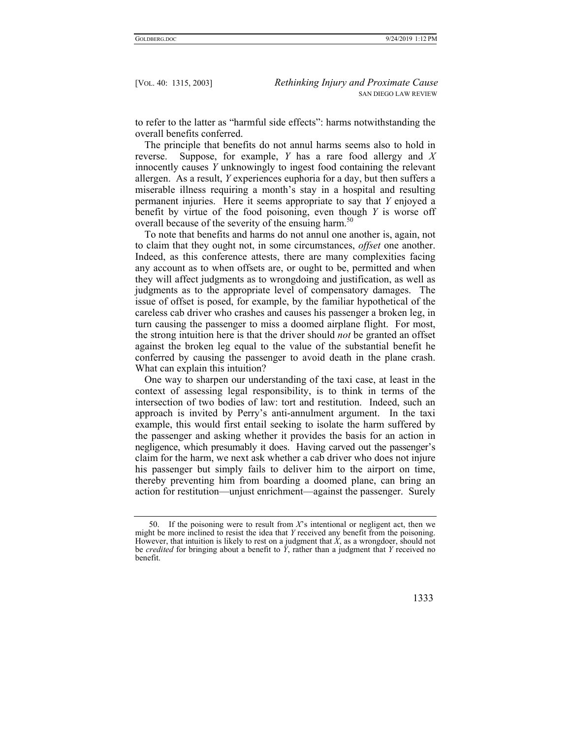to refer to the latter as "harmful side effects": harms notwithstanding the overall benefits conferred.

The principle that benefits do not annul harms seems also to hold in reverse. Suppose, for example, *Y* has a rare food allergy and *X* innocently causes *Y* unknowingly to ingest food containing the relevant allergen. As a result, *Y* experiences euphoria for a day, but then suffers a miserable illness requiring a month's stay in a hospital and resulting permanent injuries. Here it seems appropriate to say that *Y* enjoyed a benefit by virtue of the food poisoning, even though *Y* is worse off overall because of the severity of the ensuing harm.[50]

To note that benefits and harms do not annul one another is, again, not to claim that they ought not, in some circumstances, *offset* one another. Indeed, as this conference attests, there are many complexities facing any account as to when offsets are, or ought to be, permitted and when they will affect judgments as to wrongdoing and justification, as well as judgments as to the appropriate level of compensatory damages. The issue of offset is posed, for example, by the familiar hypothetical of the careless cab driver who crashes and causes his passenger a broken leg, in turn causing the passenger to miss a doomed airplane flight. For most, the strong intuition here is that the driver should *not* be granted an offset against the broken leg equal to the value of the substantial benefit he conferred by causing the passenger to avoid death in the plane crash. What can explain this intuition?

One way to sharpen our understanding of the taxi case, at least in the context of assessing legal responsibility, is to think in terms of the intersection of two bodies of law: tort and restitution. Indeed, such an approach is invited by Perry's anti-annulment argument. In the taxi example, this would first entail seeking to isolate the harm suffered by the passenger and asking whether it provides the basis for an action in negligence, which presumably it does. Having carved out the passenger's claim for the harm, we next ask whether a cab driver who does not injure his passenger but simply fails to deliver him to the airport on time, thereby preventing him from boarding a doomed plane, can bring an action for restitution—unjust enrichment—against the passenger. Surely

---

50. If the poisoning were to result from *X*'s intentional or negligent act, then we might be more inclined to resist the idea that *Y* received any benefit from the poisoning. However, that intuition is likely to rest on a judgment that *X*, as a wrongdoer, should not be *credited* for bringing about a benefit to *Y*, rather than a judgment that *Y* received no benefit.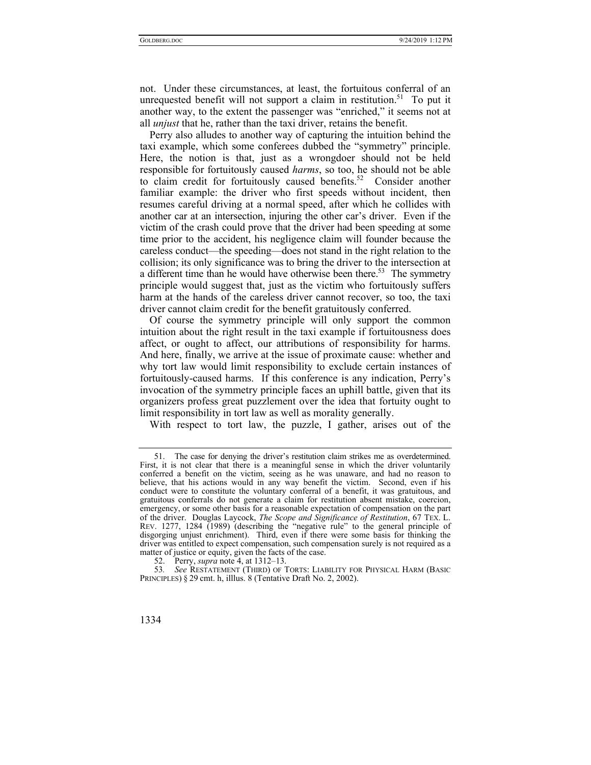not. Under these circumstances, at least, the fortuitous conferral of an unrequested benefit will not support a claim in restitution.[51] To put it another way, to the extent the passenger was "enriched," it seems not at all *unjust* that he, rather than the taxi driver, retains the benefit.

Perry also alludes to another way of capturing the intuition behind the taxi example, which some conferees dubbed the "symmetry" principle. Here, the notion is that, just as a wrongdoer should not be held responsible for fortuitously caused *harms*, so too, he should not be able to claim credit for fortuitously caused benefits.[52] Consider another familiar example: the driver who first speeds without incident, then resumes careful driving at a normal speed, after which he collides with another car at an intersection, injuring the other car's driver. Even if the victim of the crash could prove that the driver had been speeding at some time prior to the accident, his negligence claim will founder because the careless conduct—the speeding—does not stand in the right relation to the collision; its only significance was to bring the driver to the intersection at a different time than he would have otherwise been there.[53] The symmetry principle would suggest that, just as the victim who fortuitously suffers harm at the hands of the careless driver cannot recover, so too, the taxi driver cannot claim credit for the benefit gratuitously conferred.

Of course the symmetry principle will only support the common intuition about the right result in the taxi example if fortuitousness does affect, or ought to affect, our attributions of responsibility for harms. And here, finally, we arrive at the issue of proximate cause: whether and why tort law would limit responsibility to exclude certain instances of fortuitously-caused harms. If this conference is any indication, Perry's invocation of the symmetry principle faces an uphill battle, given that its organizers profess great puzzlement over the idea that fortuity ought to limit responsibility in tort law as well as morality generally.

With respect to tort law, the puzzle, I gather, arises out of the

---

51. The case for denying the driver's restitution claim strikes me as overdetermined. First, it is not clear that there is a meaningful sense in which the driver voluntarily conferred a benefit on the victim, seeing as he was unaware, and had no reason to believe, that his actions would in any way benefit the victim. Second, even if his conduct were to constitute the voluntary conferral of a benefit, it was gratuitous, and gratuitous conferrals do not generate a claim for restitution absent mistake, coercion, emergency, or some other basis for a reasonable expectation of compensation on the part of the driver. Douglas Laycock, *The Scope and Significance of Restitution*, 67 TEX. L. REV. 1277, 1284 (1989) (describing the "negative rule" to the general principle of disgorging unjust enrichment). Third, even if there were some basis for thinking the driver was entitled to expect compensation, such compensation surely is not required as a matter of justice or equity, given the facts of the case.

52. Perry, *supra* note 4, at 1312–13.

53. *See* RESTATEMENT (THIRD) OF TORTS: LIABILITY FOR PHYSICAL HARM (BASIC PRINCIPLES) § 29 cmt. h, illlus. 8 (Tentative Draft No. 2, 2002).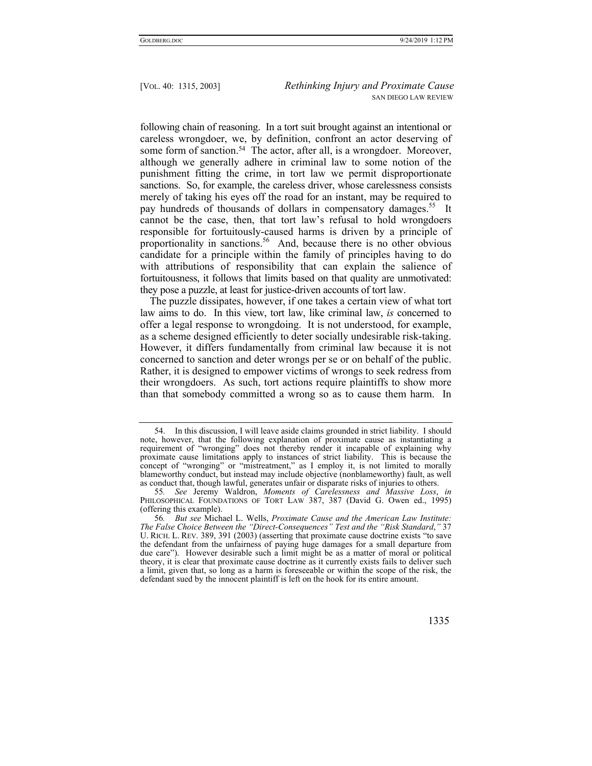following chain of reasoning. In a tort suit brought against an intentional or careless wrongdoer, we, by definition, confront an actor deserving of some form of sanction.[54] The actor, after all, is a wrongdoer. Moreover, although we generally adhere in criminal law to some notion of the punishment fitting the crime, in tort law we permit disproportionate sanctions. So, for example, the careless driver, whose carelessness consists merely of taking his eyes off the road for an instant, may be required to pay hundreds of thousands of dollars in compensatory damages.[55] It cannot be the case, then, that tort law's refusal to hold wrongdoers responsible for fortuitously-caused harms is driven by a principle of proportionality in sanctions.[56] And, because there is no other obvious candidate for a principle within the family of principles having to do with attributions of responsibility that can explain the salience of fortuitousness, it follows that limits based on that quality are unmotivated: they pose a puzzle, at least for justice-driven accounts of tort law.

The puzzle dissipates, however, if one takes a certain view of what tort law aims to do. In this view, tort law, like criminal law, *is* concerned to offer a legal response to wrongdoing. It is not understood, for example, as a scheme designed efficiently to deter socially undesirable risk-taking. However, it differs fundamentally from criminal law because it is not concerned to sanction and deter wrongs per se or on behalf of the public. Rather, it is designed to empower victims of wrongs to seek redress from their wrongdoers. As such, tort actions require plaintiffs to show more than that somebody committed a wrong so as to cause them harm. In

---

54. In this discussion, I will leave aside claims grounded in strict liability. I should note, however, that the following explanation of proximate cause as instantiating a requirement of "wronging" does not thereby render it incapable of explaining why proximate cause limitations apply to instances of strict liability. This is because the concept of "wronging" or "mistreatment," as I employ it, is not limited to morally blameworthy conduct, but instead may include objective (nonblameworthy) fault, as well as conduct that, though lawful, generates unfair or disparate risks of injuries to others.

55. *See* Jeremy Waldron, *Moments of Carelessness and Massive Loss*, *in* PHILOSOPHICAL FOUNDATIONS OF TORT LAW 387, 387 (David G. Owen ed., 1995) (offering this example).

56. *But see* Michael L. Wells, *Proximate Cause and the American Law Institute: The False Choice Between the "Direct-Consequences" Test and the "Risk Standard*,*"* 37 U. RICH. L. REV. 389, 391 (2003) (asserting that proximate cause doctrine exists "to save the defendant from the unfairness of paying huge damages for a small departure from due care"). However desirable such a limit might be as a matter of moral or political theory, it is clear that proximate cause doctrine as it currently exists fails to deliver such a limit, given that, so long as a harm is foreseeable or within the scope of the risk, the defendant sued by the innocent plaintiff is left on the hook for its entire amount.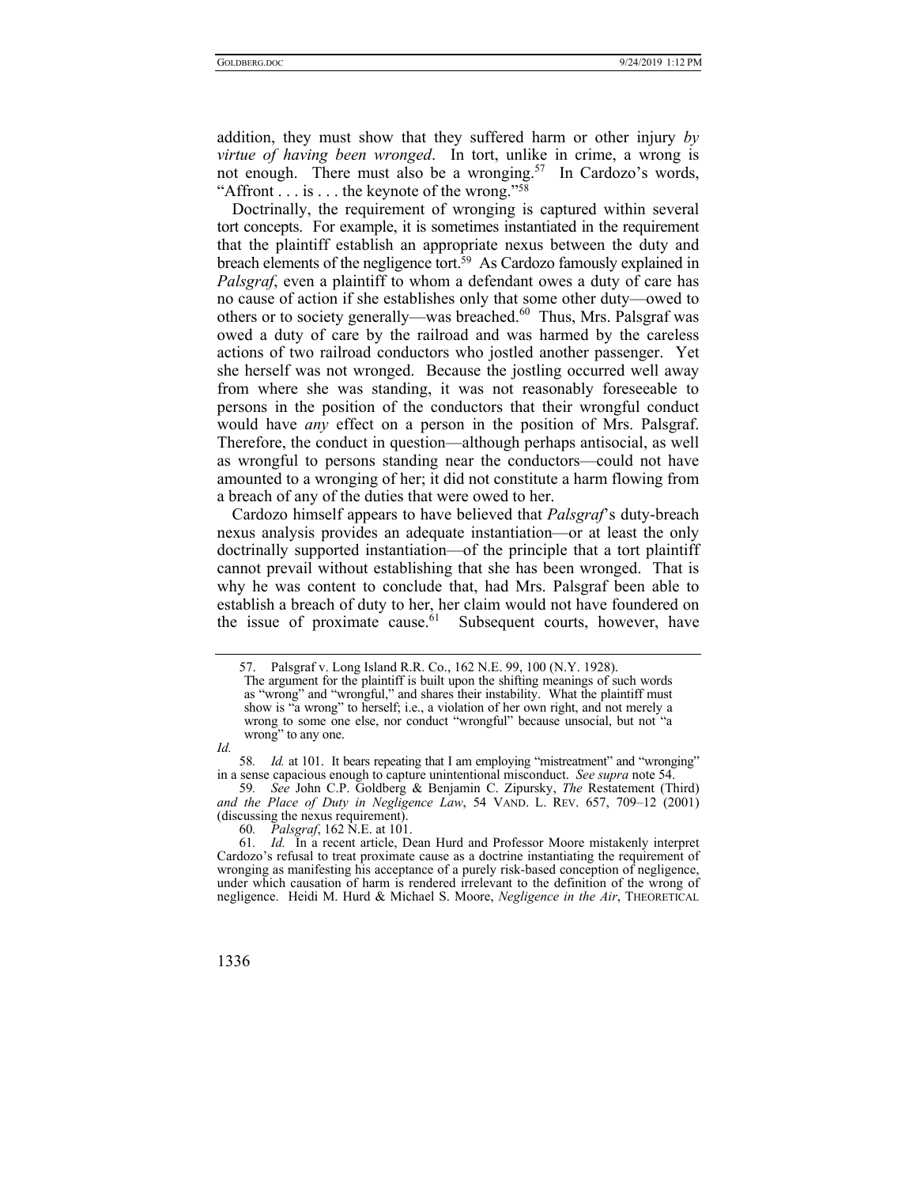addition, they must show that they suffered harm or other injury *by virtue of having been wronged*. In tort, unlike in crime, a wrong is not enough. There must also be a wronging.[57] In Cardozo's words, "Affront . . . is . . . the keynote of the wrong."[58]

Doctrinally, the requirement of wronging is captured within several tort concepts. For example, it is sometimes instantiated in the requirement that the plaintiff establish an appropriate nexus between the duty and breach elements of the negligence tort.[59] As Cardozo famously explained in *Palsgraf*, even a plaintiff to whom a defendant owes a duty of care has no cause of action if she establishes only that some other duty—owed to others or to society generally—was breached.[60] Thus, Mrs. Palsgraf was owed a duty of care by the railroad and was harmed by the careless actions of two railroad conductors who jostled another passenger. Yet she herself was not wronged. Because the jostling occurred well away from where she was standing, it was not reasonably foreseeable to persons in the position of the conductors that their wrongful conduct would have *any* effect on a person in the position of Mrs. Palsgraf. Therefore, the conduct in question—although perhaps antisocial, as well as wrongful to persons standing near the conductors—could not have amounted to a wronging of her; it did not constitute a harm flowing from a breach of any of the duties that were owed to her.

Cardozo himself appears to have believed that *Palsgraf*'s duty-breach nexus analysis provides an adequate instantiation—or at least the only doctrinally supported instantiation—of the principle that a tort plaintiff cannot prevail without establishing that she has been wronged. That is why he was content to conclude that, had Mrs. Palsgraf been able to establish a breach of duty to her, her claim would not have foundered on the issue of proximate cause.[61] Subsequent courts, however, have

---

57. Palsgraf v. Long Island R.R. Co., 162 N.E. 99, 100 (N.Y. 1928).

> The argument for the plaintiff is built upon the shifting meanings of such words as "wrong" and "wrongful," and shares their instability. What the plaintiff must show is "a wrong" to herself; i.e., a violation of her own right, and not merely a wrong to some one else, nor conduct "wrongful" because unsocial, but not "a wrong" to any one.

*Id.*

58. *Id.* at 101. It bears repeating that I am employing "mistreatment" and "wronging" in a sense capacious enough to capture unintentional misconduct. *See supra* note 54.

59. *See* John C.P. Goldberg & Benjamin C. Zipursky, *The* Restatement (Third) *and the Place of Duty in Negligence Law*, 54 VAND. L. REV. 657, 709–12 (2001) (discussing the nexus requirement).

60. *Palsgraf*, 162 N.E. at 101.

61. *Id.* In a recent article, Dean Hurd and Professor Moore mistakenly interpret Cardozo's refusal to treat proximate cause as a doctrine instantiating the requirement of wronging as manifesting his acceptance of a purely risk-based conception of negligence, under which causation of harm is rendered irrelevant to the definition of the wrong of negligence. Heidi M. Hurd & Michael S. Moore, *Negligence in the Air*, THEORETICAL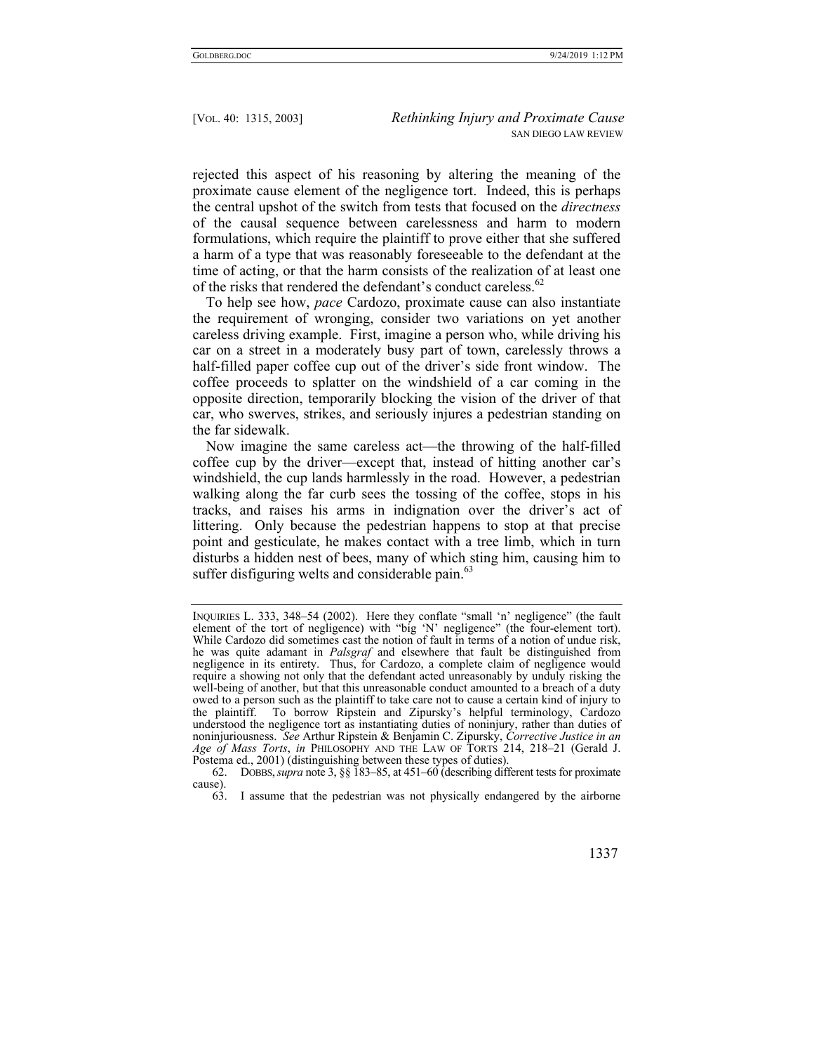rejected this aspect of his reasoning by altering the meaning of the proximate cause element of the negligence tort. Indeed, this is perhaps the central upshot of the switch from tests that focused on the *directness* of the causal sequence between carelessness and harm to modern formulations, which require the plaintiff to prove either that she suffered a harm of a type that was reasonably foreseeable to the defendant at the time of acting, or that the harm consists of the realization of at least one of the risks that rendered the defendant's conduct careless.[62]

To help see how, *pace* Cardozo, proximate cause can also instantiate the requirement of wronging, consider two variations on yet another careless driving example. First, imagine a person who, while driving his car on a street in a moderately busy part of town, carelessly throws a half-filled paper coffee cup out of the driver's side front window. The coffee proceeds to splatter on the windshield of a car coming in the opposite direction, temporarily blocking the vision of the driver of that car, who swerves, strikes, and seriously injures a pedestrian standing on the far sidewalk.

Now imagine the same careless act—the throwing of the half-filled coffee cup by the driver—except that, instead of hitting another car's windshield, the cup lands harmlessly in the road. However, a pedestrian walking along the far curb sees the tossing of the coffee, stops in his tracks, and raises his arms in indignation over the driver's act of littering. Only because the pedestrian happens to stop at that precise point and gesticulate, he makes contact with a tree limb, which in turn disturbs a hidden nest of bees, many of which sting him, causing him to suffer disfiguring welts and considerable pain.[63]

---

INQUIRIES L. 333, 348–54 (2002). Here they conflate "small 'n' negligence" (the fault element of the tort of negligence) with "big 'N' negligence" (the four-element tort). While Cardozo did sometimes cast the notion of fault in terms of a notion of undue risk, he was quite adamant in *Palsgraf* and elsewhere that fault be distinguished from negligence in its entirety. Thus, for Cardozo, a complete claim of negligence would require a showing not only that the defendant acted unreasonably by unduly risking the well-being of another, but that this unreasonable conduct amounted to a breach of a duty owed to a person such as the plaintiff to take care not to cause a certain kind of injury to the plaintiff. To borrow Ripstein and Zipursky's helpful terminology, Cardozo understood the negligence tort as instantiating duties of noninjury, rather than duties of noninjuriousness. *See* Arthur Ripstein & Benjamin C. Zipursky, *Corrective Justice in an Age of Mass Torts*, *in* PHILOSOPHY AND THE LAW OF TORTS 214, 218–21 (Gerald J. Postema ed., 2001) (distinguishing between these types of duties).

62. DOBBS, *supra* note 3, §§ 183–85, at 451–60 (describing different tests for proximate cause).

63. I assume that the pedestrian was not physically endangered by the airborne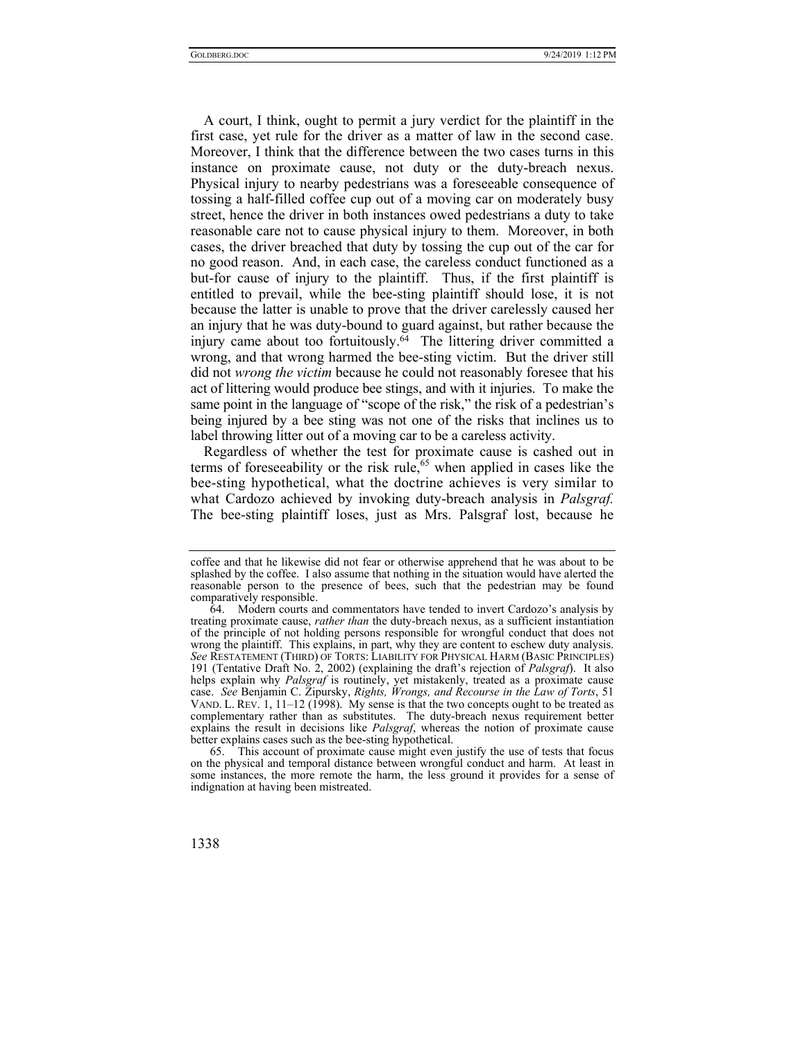A court, I think, ought to permit a jury verdict for the plaintiff in the first case, yet rule for the driver as a matter of law in the second case. Moreover, I think that the difference between the two cases turns in this instance on proximate cause, not duty or the duty-breach nexus. Physical injury to nearby pedestrians was a foreseeable consequence of tossing a half-filled coffee cup out of a moving car on moderately busy street, hence the driver in both instances owed pedestrians a duty to take reasonable care not to cause physical injury to them. Moreover, in both cases, the driver breached that duty by tossing the cup out of the car for no good reason. And, in each case, the careless conduct functioned as a but-for cause of injury to the plaintiff. Thus, if the first plaintiff is entitled to prevail, while the bee-sting plaintiff should lose, it is not because the latter is unable to prove that the driver carelessly caused her an injury that he was duty-bound to guard against, but rather because the injury came about too fortuitously.[64] The littering driver committed a wrong, and that wrong harmed the bee-sting victim. But the driver still did not *wrong the victim* because he could not reasonably foresee that his act of littering would produce bee stings, and with it injuries. To make the same point in the language of "scope of the risk," the risk of a pedestrian's being injured by a bee sting was not one of the risks that inclines us to label throwing litter out of a moving car to be a careless activity.

Regardless of whether the test for proximate cause is cashed out in terms of foreseeability or the risk rule,[65] when applied in cases like the bee-sting hypothetical, what the doctrine achieves is very similar to what Cardozo achieved by invoking duty-breach analysis in *Palsgraf.* The bee-sting plaintiff loses, just as Mrs. Palsgraf lost, because he

---

coffee and that he likewise did not fear or otherwise apprehend that he was about to be splashed by the coffee. I also assume that nothing in the situation would have alerted the reasonable person to the presence of bees, such that the pedestrian may be found comparatively responsible.

64. Modern courts and commentators have tended to invert Cardozo's analysis by treating proximate cause, *rather than* the duty-breach nexus, as a sufficient instantiation of the principle of not holding persons responsible for wrongful conduct that does not wrong the plaintiff. This explains, in part, why they are content to eschew duty analysis. *See* RESTATEMENT (THIRD) OF TORTS: LIABILITY FOR PHYSICAL HARM (BASIC PRINCIPLES) 191 (Tentative Draft No. 2, 2002) (explaining the draft's rejection of *Palsgraf*). It also helps explain why *Palsgraf* is routinely, yet mistakenly, treated as a proximate cause case. *See* Benjamin C. Zipursky, *Rights, Wrongs, and Recourse in the Law of Torts*, 51 VAND. L. REV. 1, 11–12 (1998). My sense is that the two concepts ought to be treated as complementary rather than as substitutes. The duty-breach nexus requirement better explains the result in decisions like *Palsgraf*, whereas the notion of proximate cause better explains cases such as the bee-sting hypothetical.

65. This account of proximate cause might even justify the use of tests that focus on the physical and temporal distance between wrongful conduct and harm. At least in some instances, the more remote the harm, the less ground it provides for a sense of indignation at having been mistreated.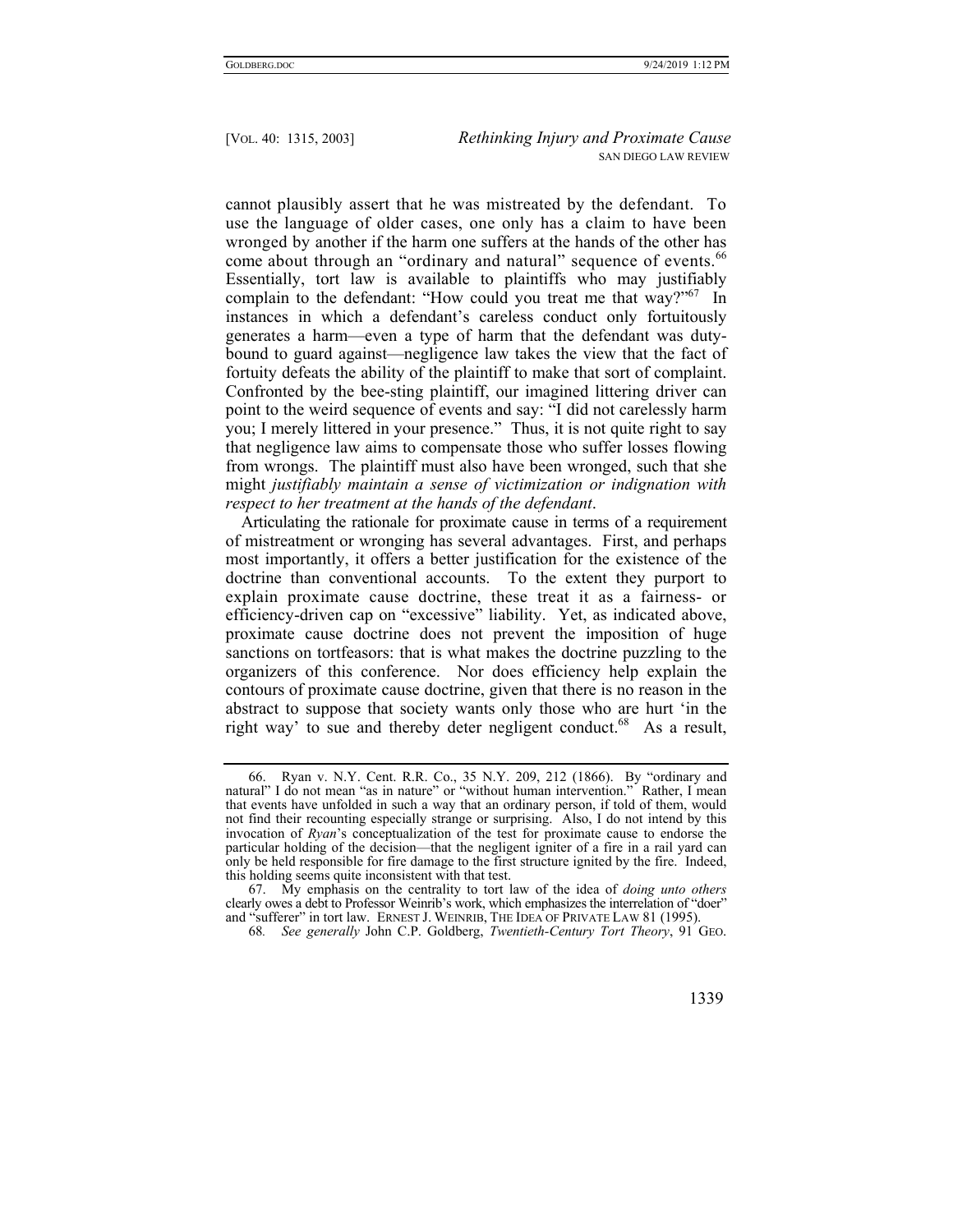cannot plausibly assert that he was mistreated by the defendant. To use the language of older cases, one only has a claim to have been wronged by another if the harm one suffers at the hands of the other has come about through an "ordinary and natural" sequence of events.[66] Essentially, tort law is available to plaintiffs who may justifiably complain to the defendant: "How could you treat me that way?"[67] In instances in which a defendant's careless conduct only fortuitously generates a harm—even a type of harm that the defendant was duty-bound to guard against—negligence law takes the view that the fact of fortuity defeats the ability of the plaintiff to make that sort of complaint. Confronted by the bee-sting plaintiff, our imagined littering driver can point to the weird sequence of events and say: "I did not carelessly harm you; I merely littered in your presence." Thus, it is not quite right to say that negligence law aims to compensate those who suffer losses flowing from wrongs. The plaintiff must also have been wronged, such that she might *justifiably maintain a sense of victimization or indignation with respect to her treatment at the hands of the defendant*.

Articulating the rationale for proximate cause in terms of a requirement of mistreatment or wronging has several advantages. First, and perhaps most importantly, it offers a better justification for the existence of the doctrine than conventional accounts. To the extent they purport to explain proximate cause doctrine, these treat it as a fairness- or efficiency-driven cap on "excessive" liability. Yet, as indicated above, proximate cause doctrine does not prevent the imposition of huge sanctions on tortfeasors: that is what makes the doctrine puzzling to the organizers of this conference. Nor does efficiency help explain the contours of proximate cause doctrine, given that there is no reason in the abstract to suppose that society wants only those who are hurt 'in the right way' to sue and thereby deter negligent conduct.[68] As a result,

---

66. Ryan v. N.Y. Cent. R.R. Co., 35 N.Y. 209, 212 (1866). By "ordinary and natural" I do not mean "as in nature" or "without human intervention." Rather, I mean that events have unfolded in such a way that an ordinary person, if told of them, would not find their recounting especially strange or surprising. Also, I do not intend by this invocation of *Ryan*'s conceptualization of the test for proximate cause to endorse the particular holding of the decision—that the negligent igniter of a fire in a rail yard can only be held responsible for fire damage to the first structure ignited by the fire. Indeed, this holding seems quite inconsistent with that test.

67. My emphasis on the centrality to tort law of the idea of *doing unto others* clearly owes a debt to Professor Weinrib's work, which emphasizes the interrelation of "doer" and "sufferer" in tort law. ERNEST J. WEINRIB, THE IDEA OF PRIVATE LAW 81 (1995).

68. *See generally* John C.P. Goldberg, *Twentieth-Century Tort Theory*, 91 GEO.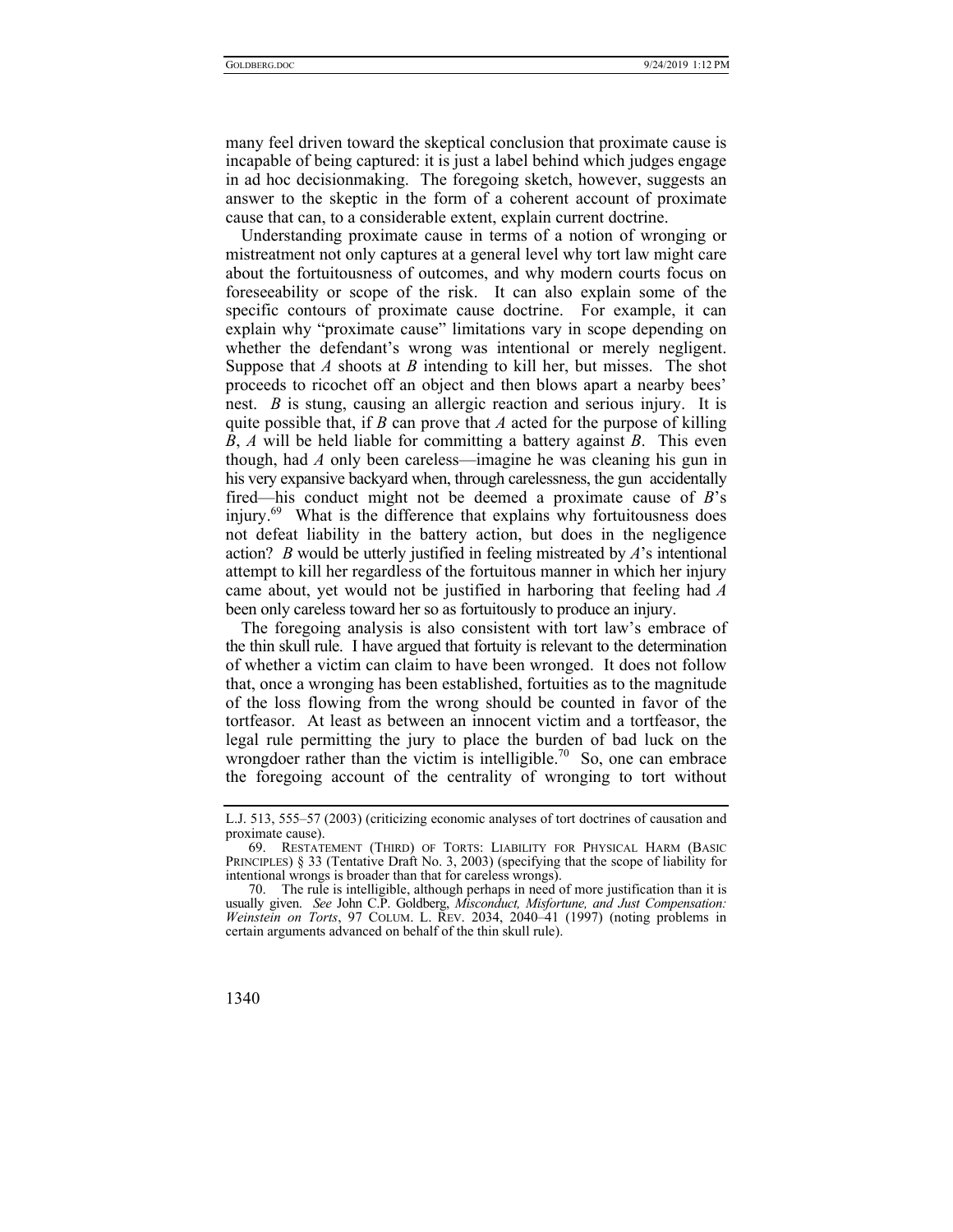many feel driven toward the skeptical conclusion that proximate cause is incapable of being captured: it is just a label behind which judges engage in ad hoc decisionmaking. The foregoing sketch, however, suggests an answer to the skeptic in the form of a coherent account of proximate cause that can, to a considerable extent, explain current doctrine.

Understanding proximate cause in terms of a notion of wronging or mistreatment not only captures at a general level why tort law might care about the fortuitousness of outcomes, and why modern courts focus on foreseeability or scope of the risk. It can also explain some of the specific contours of proximate cause doctrine. For example, it can explain why "proximate cause" limitations vary in scope depending on whether the defendant's wrong was intentional or merely negligent. Suppose that *A* shoots at *B* intending to kill her, but misses. The shot proceeds to ricochet off an object and then blows apart a nearby bees' nest. *B* is stung, causing an allergic reaction and serious injury. It is quite possible that, if *B* can prove that *A* acted for the purpose of killing *B*, *A* will be held liable for committing a battery against *B*. This even though, had *A* only been careless—imagine he was cleaning his gun in his very expansive backyard when, through carelessness, the gun accidentally fired—his conduct might not be deemed a proximate cause of *B*'s injury.[69] What is the difference that explains why fortuitousness does not defeat liability in the battery action, but does in the negligence action? *B* would be utterly justified in feeling mistreated by *A*'s intentional attempt to kill her regardless of the fortuitous manner in which her injury came about, yet would not be justified in harboring that feeling had *A* been only careless toward her so as fortuitously to produce an injury.

The foregoing analysis is also consistent with tort law's embrace of the thin skull rule. I have argued that fortuity is relevant to the determination of whether a victim can claim to have been wronged. It does not follow that, once a wronging has been established, fortuities as to the magnitude of the loss flowing from the wrong should be counted in favor of the tortfeasor. At least as between an innocent victim and a tortfeasor, the legal rule permitting the jury to place the burden of bad luck on the wrongdoer rather than the victim is intelligible.[70] So, one can embrace the foregoing account of the centrality of wronging to tort without

---

L.J. 513, 555–57 (2003) (criticizing economic analyses of tort doctrines of causation and proximate cause).

69. RESTATEMENT (THIRD) OF TORTS: LIABILITY FOR PHYSICAL HARM (BASIC PRINCIPLES) § 33 (Tentative Draft No. 3, 2003) (specifying that the scope of liability for intentional wrongs is broader than that for careless wrongs).

70. The rule is intelligible, although perhaps in need of more justification than it is usually given. *See* John C.P. Goldberg, *Misconduct, Misfortune, and Just Compensation: Weinstein on Torts*, 97 COLUM. L. REV. 2034, 2040–41 (1997) (noting problems in certain arguments advanced on behalf of the thin skull rule).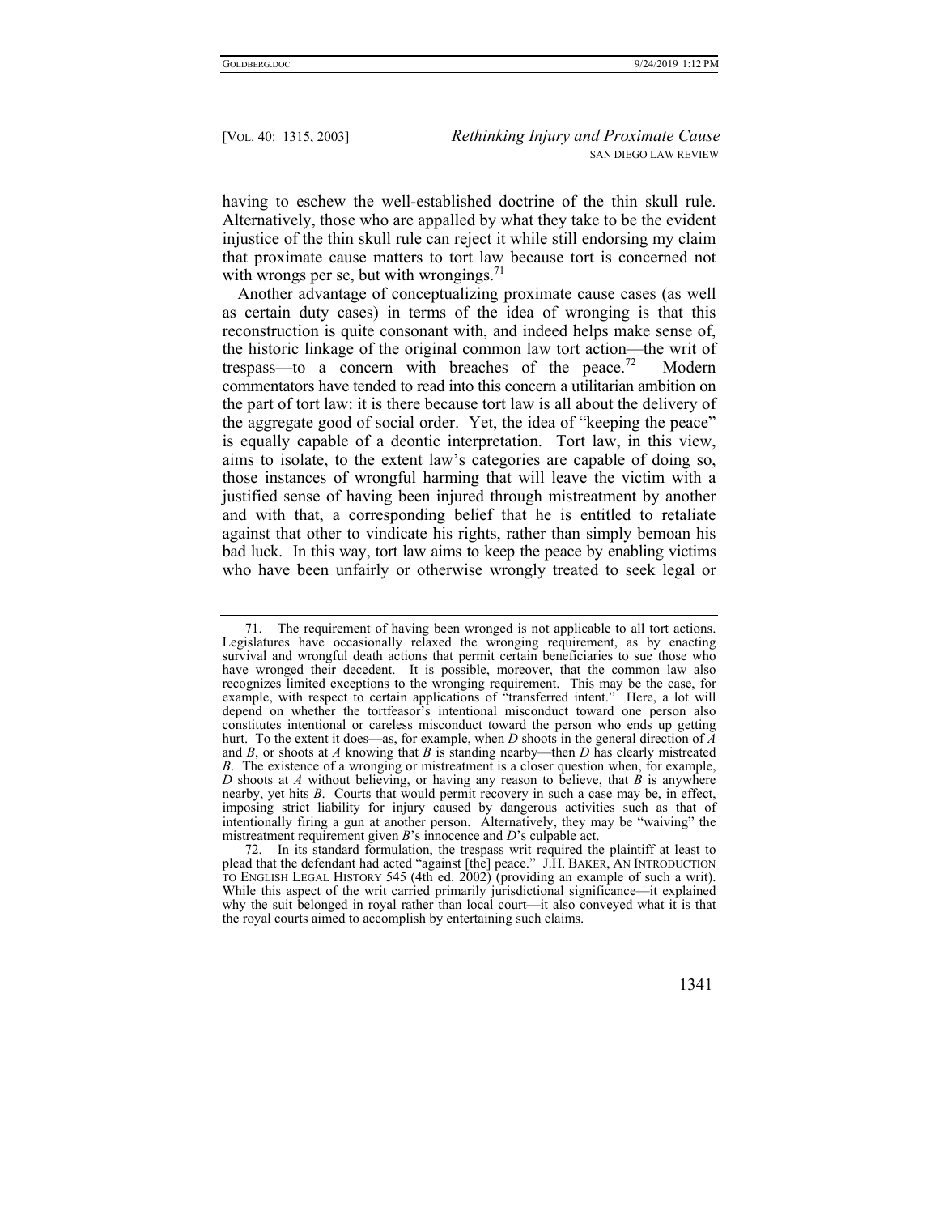having to eschew the well-established doctrine of the thin skull rule. Alternatively, those who are appalled by what they take to be the evident injustice of the thin skull rule can reject it while still endorsing my claim that proximate cause matters to tort law because tort is concerned not with wrongs per se, but with wrongings.[71]

Another advantage of conceptualizing proximate cause cases (as well as certain duty cases) in terms of the idea of wronging is that this reconstruction is quite consonant with, and indeed helps make sense of, the historic linkage of the original common law tort action—the writ of trespass—to a concern with breaches of the peace.[72] Modern commentators have tended to read into this concern a utilitarian ambition on the part of tort law: it is there because tort law is all about the delivery of the aggregate good of social order. Yet, the idea of "keeping the peace" is equally capable of a deontic interpretation. Tort law, in this view, aims to isolate, to the extent law's categories are capable of doing so, those instances of wrongful harming that will leave the victim with a justified sense of having been injured through mistreatment by another and with that, a corresponding belief that he is entitled to retaliate against that other to vindicate his rights, rather than simply bemoan his bad luck. In this way, tort law aims to keep the peace by enabling victims who have been unfairly or otherwise wrongly treated to seek legal or

---

71. The requirement of having been wronged is not applicable to all tort actions. Legislatures have occasionally relaxed the wronging requirement, as by enacting survival and wrongful death actions that permit certain beneficiaries to sue those who have wronged their decedent. It is possible, moreover, that the common law also recognizes limited exceptions to the wronging requirement. This may be the case, for example, with respect to certain applications of "transferred intent." Here, a lot will depend on whether the tortfeasor's intentional misconduct toward one person also constitutes intentional or careless misconduct toward the person who ends up getting hurt. To the extent it does—as, for example, when *D* shoots in the general direction of *A* and *B*, or shoots at *A* knowing that *B* is standing nearby—then *D* has clearly mistreated *B*. The existence of a wronging or mistreatment is a closer question when, for example, *D* shoots at *A* without believing, or having any reason to believe, that *B* is anywhere nearby, yet hits *B*. Courts that would permit recovery in such a case may be, in effect, imposing strict liability for injury caused by dangerous activities such as that of intentionally firing a gun at another person. Alternatively, they may be "waiving" the mistreatment requirement given *B*'s innocence and *D*'s culpable act.

72. In its standard formulation, the trespass writ required the plaintiff at least to plead that the defendant had acted "against [the] peace." J.H. BAKER, AN INTRODUCTION TO ENGLISH LEGAL HISTORY 545 (4th ed. 2002) (providing an example of such a writ). While this aspect of the writ carried primarily jurisdictional significance—it explained why the suit belonged in royal rather than local court—it also conveyed what it is that the royal courts aimed to accomplish by entertaining such claims.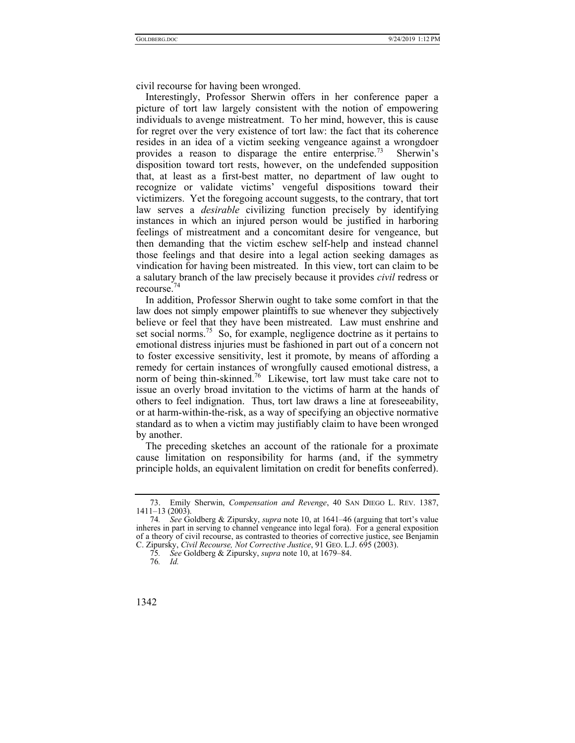civil recourse for having been wronged.

Interestingly, Professor Sherwin offers in her conference paper a picture of tort law largely consistent with the notion of empowering individuals to avenge mistreatment. To her mind, however, this is cause for regret over the very existence of tort law: the fact that its coherence resides in an idea of a victim seeking vengeance against a wrongdoer provides a reason to disparage the entire enterprise.[73] Sherwin's disposition toward tort rests, however, on the undefended supposition that, at least as a first-best matter, no department of law ought to recognize or validate victims' vengeful dispositions toward their victimizers. Yet the foregoing account suggests, to the contrary, that tort law serves a *desirable* civilizing function precisely by identifying instances in which an injured person would be justified in harboring feelings of mistreatment and a concomitant desire for vengeance, but then demanding that the victim eschew self-help and instead channel those feelings and that desire into a legal action seeking damages as vindication for having been mistreated. In this view, tort can claim to be a salutary branch of the law precisely because it provides *civil* redress or recourse.[74]

In addition, Professor Sherwin ought to take some comfort in that the law does not simply empower plaintiffs to sue whenever they subjectively believe or feel that they have been mistreated. Law must enshrine and set social norms.[75] So, for example, negligence doctrine as it pertains to emotional distress injuries must be fashioned in part out of a concern not to foster excessive sensitivity, lest it promote, by means of affording a remedy for certain instances of wrongfully caused emotional distress, a norm of being thin-skinned.[76] Likewise, tort law must take care not to issue an overly broad invitation to the victims of harm at the hands of others to feel indignation. Thus, tort law draws a line at foreseeability, or at harm-within-the-risk, as a way of specifying an objective normative standard as to when a victim may justifiably claim to have been wronged by another.

The preceding sketches an account of the rationale for a proximate cause limitation on responsibility for harms (and, if the symmetry principle holds, an equivalent limitation on credit for benefits conferred).

---

73. Emily Sherwin, *Compensation and Revenge*, 40 SAN DIEGO L. REV. 1387, 1411–13 (2003).

74. *See* Goldberg & Zipursky, *supra* note 10, at 1641–46 (arguing that tort's value inheres in part in serving to channel vengeance into legal fora). For a general exposition of a theory of civil recourse, as contrasted to theories of corrective justice, see Benjamin C. Zipursky, *Civil Recourse, Not Corrective Justice*, 91 GEO. L.J. 695 (2003).

75. *See* Goldberg & Zipursky, *supra* note 10, at 1679–84.

76. *Id.*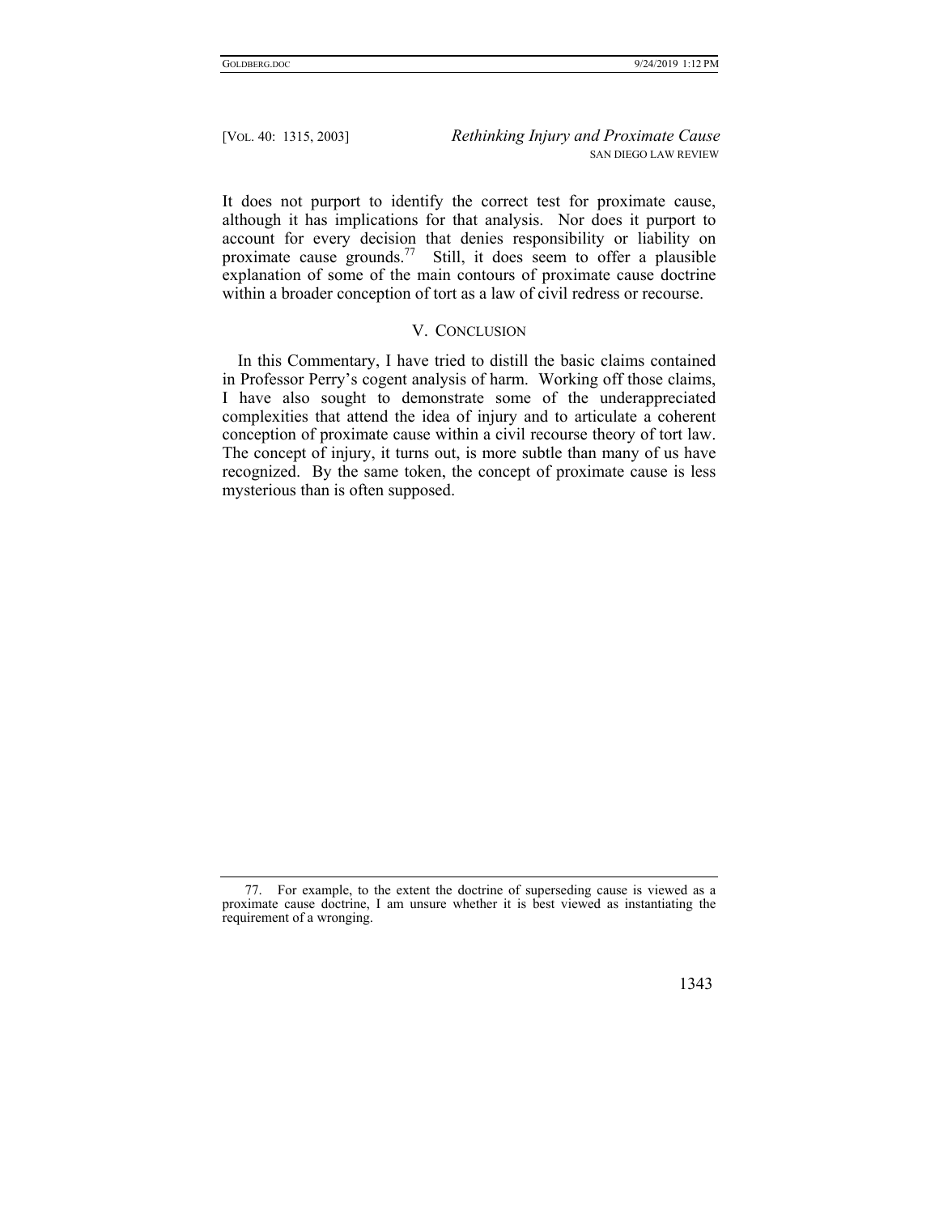It does not purport to identify the correct test for proximate cause, although it has implications for that analysis. Nor does it purport to account for every decision that denies responsibility or liability on proximate cause grounds.[77] Still, it does seem to offer a plausible explanation of some of the main contours of proximate cause doctrine within a broader conception of tort as a law of civil redress or recourse.

## V. CONCLUSION

In this Commentary, I have tried to distill the basic claims contained in Professor Perry's cogent analysis of harm. Working off those claims, I have also sought to demonstrate some of the underappreciated complexities that attend the idea of injury and to articulate a coherent conception of proximate cause within a civil recourse theory of tort law. The concept of injury, it turns out, is more subtle than many of us have recognized. By the same token, the concept of proximate cause is less mysterious than is often supposed.

---

77. For example, to the extent the doctrine of superseding cause is viewed as a proximate cause doctrine, I am unsure whether it is best viewed as instantiating the requirement of a wronging.